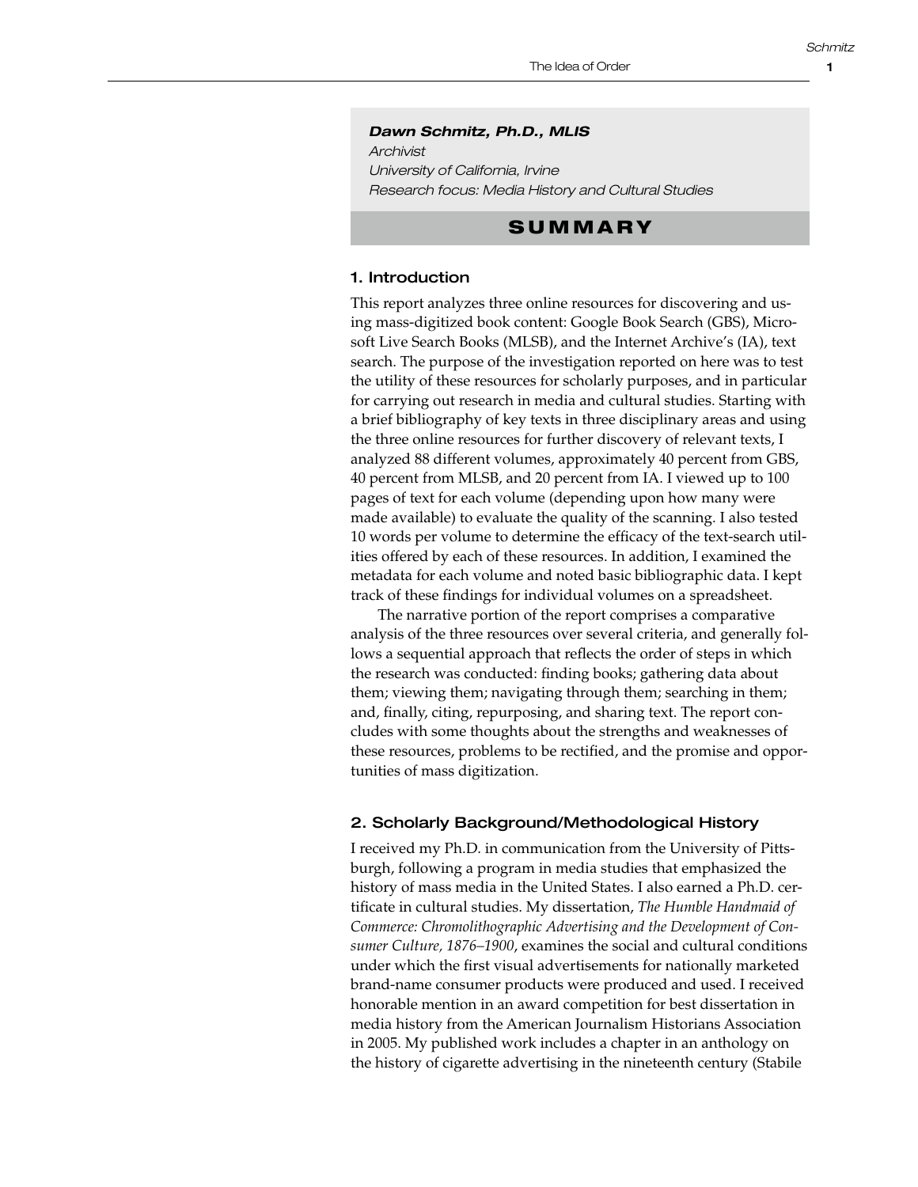**Dawn Schmitz, Ph.D., MLIS**

*Archivist*

*University of California, Irvine*

*Research focus: Media History and Cultural Studies*

# SUMMARY

## 1. Introduction

This report analyzes three online resources for discovering and using mass-digitized book content: Google Book Search (GBS), Microsoft Live Search Books (MLSB), and the Internet Archive's (IA), text search. The purpose of the investigation reported on here was to test the utility of these resources for scholarly purposes, and in particular for carrying out research in media and cultural studies. Starting with a brief bibliography of key texts in three disciplinary areas and using the three online resources for further discovery of relevant texts, I analyzed 88 different volumes, approximately 40 percent from GBS, 40 percent from MLSB, and 20 percent from IA. I viewed up to 100 pages of text for each volume (depending upon how many were made available) to evaluate the quality of the scanning. I also tested 10 words per volume to determine the efficacy of the text-search utilities offered by each of these resources. In addition, I examined the metadata for each volume and noted basic bibliographic data. I kept track of these findings for individual volumes on a spreadsheet.

The narrative portion of the report comprises a comparative analysis of the three resources over several criteria, and generally follows a sequential approach that reflects the order of steps in which the research was conducted: finding books; gathering data about them; viewing them; navigating through them; searching in them; and, finally, citing, repurposing, and sharing text. The report concludes with some thoughts about the strengths and weaknesses of these resources, problems to be rectified, and the promise and opportunities of mass digitization.

## 2. Scholarly Background/Methodological History

I received my Ph.D. in communication from the University of Pittsburgh, following a program in media studies that emphasized the history of mass media in the United States. I also earned a Ph.D. certificate in cultural studies. My dissertation, *The Humble Handmaid of Commerce: Chromolithographic Advertising and the Development of Consumer Culture, 1876–1900*, examines the social and cultural conditions under which the first visual advertisements for nationally marketed brand-name consumer products were produced and used. I received honorable mention in an award competition for best dissertation in media history from the American Journalism Historians Association in 2005. My published work includes a chapter in an anthology on the history of cigarette advertising in the nineteenth century (Stabile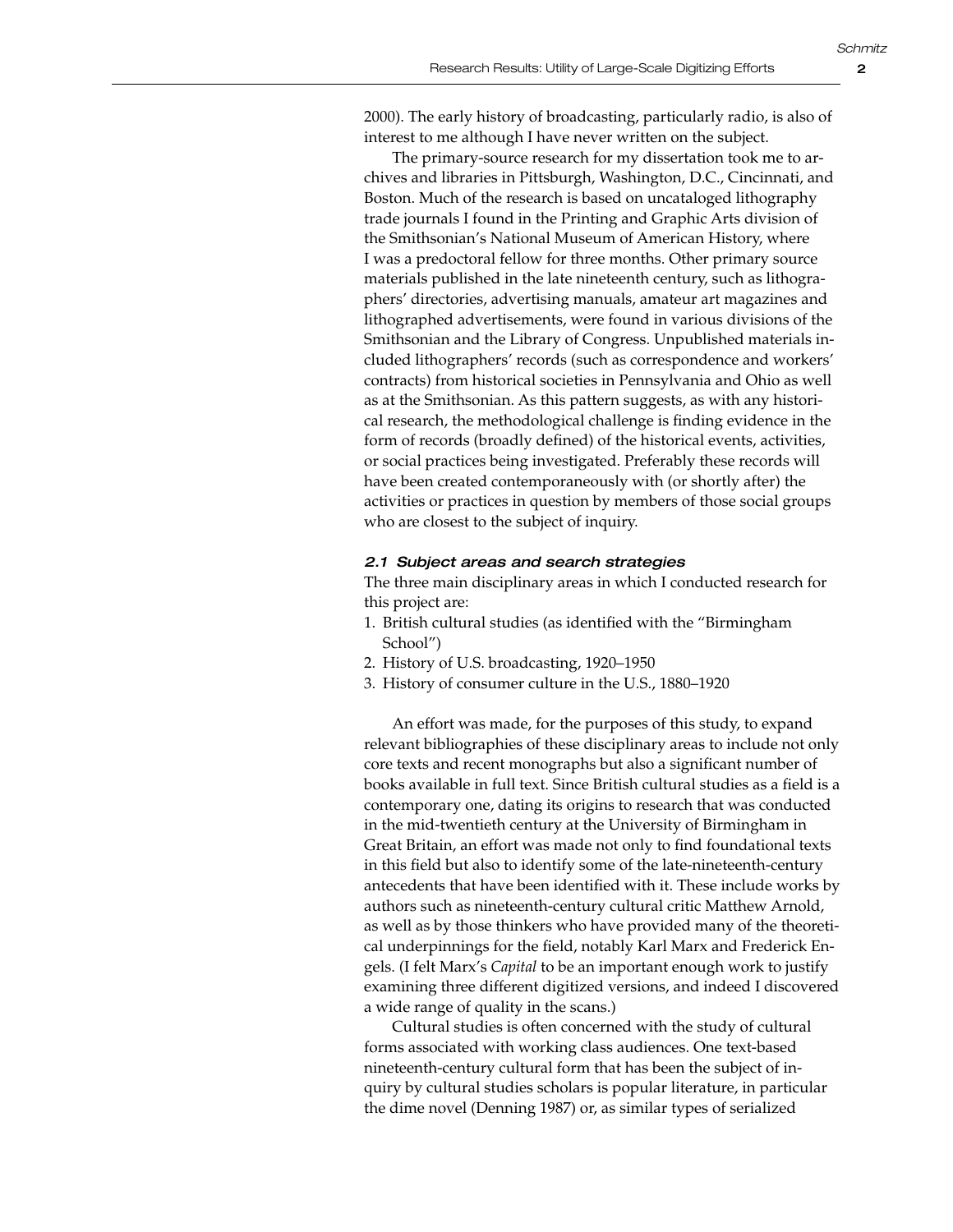2000). The early history of broadcasting, particularly radio, is also of interest to me although I have never written on the subject.

The primary-source research for my dissertation took me to archives and libraries in Pittsburgh, Washington, D.C., Cincinnati, and Boston. Much of the research is based on uncataloged lithography trade journals I found in the Printing and Graphic Arts division of the Smithsonian's National Museum of American History, where I was a predoctoral fellow for three months. Other primary source materials published in the late nineteenth century, such as lithographers' directories, advertising manuals, amateur art magazines and lithographed advertisements, were found in various divisions of the Smithsonian and the Library of Congress. Unpublished materials included lithographers' records (such as correspondence and workers' contracts) from historical societies in Pennsylvania and Ohio as well as at the Smithsonian. As this pattern suggests, as with any historical research, the methodological challenge is finding evidence in the form of records (broadly defined) of the historical events, activities, or social practices being investigated. Preferably these records will have been created contemporaneously with (or shortly after) the activities or practices in question by members of those social groups who are closest to the subject of inquiry.

### *2.1 Subject areas and search strategies*

The three main disciplinary areas in which I conducted research for this project are:

1. British cultural studies (as identified with the "Birmingham School")
2. History of U.S. broadcasting, 1920–1950
3. History of consumer culture in the U.S., 1880–1920

An effort was made, for the purposes of this study, to expand relevant bibliographies of these disciplinary areas to include not only core texts and recent monographs but also a significant number of books available in full text. Since British cultural studies as a field is a contemporary one, dating its origins to research that was conducted in the mid-twentieth century at the University of Birmingham in Great Britain, an effort was made not only to find foundational texts in this field but also to identify some of the late-nineteenth-century antecedents that have been identified with it. These include works by authors such as nineteenth-century cultural critic Matthew Arnold, as well as by those thinkers who have provided many of the theoretical underpinnings for the field, notably Karl Marx and Frederick Engels. (I felt Marx's *Capital* to be an important enough work to justify examining three different digitized versions, and indeed I discovered a wide range of quality in the scans.)

Cultural studies is often concerned with the study of cultural forms associated with working class audiences. One text-based nineteenth-century cultural form that has been the subject of inquiry by cultural studies scholars is popular literature, in particular the dime novel (Denning 1987) or, as similar types of serialized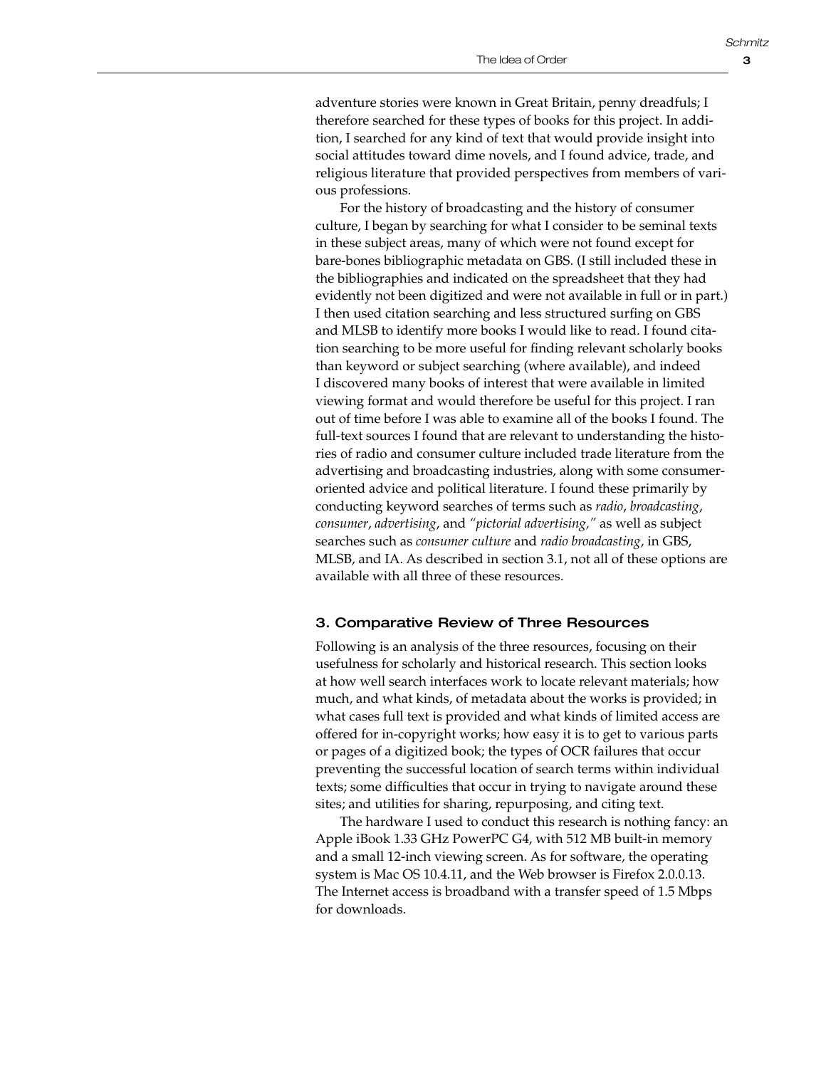adventure stories were known in Great Britain, penny dreadfuls; I therefore searched for these types of books for this project. In addition, I searched for any kind of text that would provide insight into social attitudes toward dime novels, and I found advice, trade, and religious literature that provided perspectives from members of various professions.

For the history of broadcasting and the history of consumer culture, I began by searching for what I consider to be seminal texts in these subject areas, many of which were not found except for bare-bones bibliographic metadata on GBS. (I still included these in the bibliographies and indicated on the spreadsheet that they had evidently not been digitized and were not available in full or in part.) I then used citation searching and less structured surfing on GBS and MLSB to identify more books I would like to read. I found citation searching to be more useful for finding relevant scholarly books than keyword or subject searching (where available), and indeed I discovered many books of interest that were available in limited viewing format and would therefore be useful for this project. I ran out of time before I was able to examine all of the books I found. The full-text sources I found that are relevant to understanding the histories of radio and consumer culture included trade literature from the advertising and broadcasting industries, along with some consumer-oriented advice and political literature. I found these primarily by conducting keyword searches of terms such as *radio*, *broadcasting*, *consumer*, *advertising*, and *"pictorial advertising,"* as well as subject searches such as *consumer culture* and *radio broadcasting*, in GBS, MLSB, and IA. As described in section 3.1, not all of these options are available with all three of these resources.

## 3. Comparative Review of Three Resources

Following is an analysis of the three resources, focusing on their usefulness for scholarly and historical research. This section looks at how well search interfaces work to locate relevant materials; how much, and what kinds, of metadata about the works is provided; in what cases full text is provided and what kinds of limited access are offered for in-copyright works; how easy it is to get to various parts or pages of a digitized book; the types of OCR failures that occur preventing the successful location of search terms within individual texts; some difficulties that occur in trying to navigate around these sites; and utilities for sharing, repurposing, and citing text.

The hardware I used to conduct this research is nothing fancy: an Apple iBook 1.33 GHz PowerPC G4, with 512 MB built-in memory and a small 12-inch viewing screen. As for software, the operating system is Mac OS 10.4.11, and the Web browser is Firefox 2.0.0.13. The Internet access is broadband with a transfer speed of 1.5 Mbps for downloads.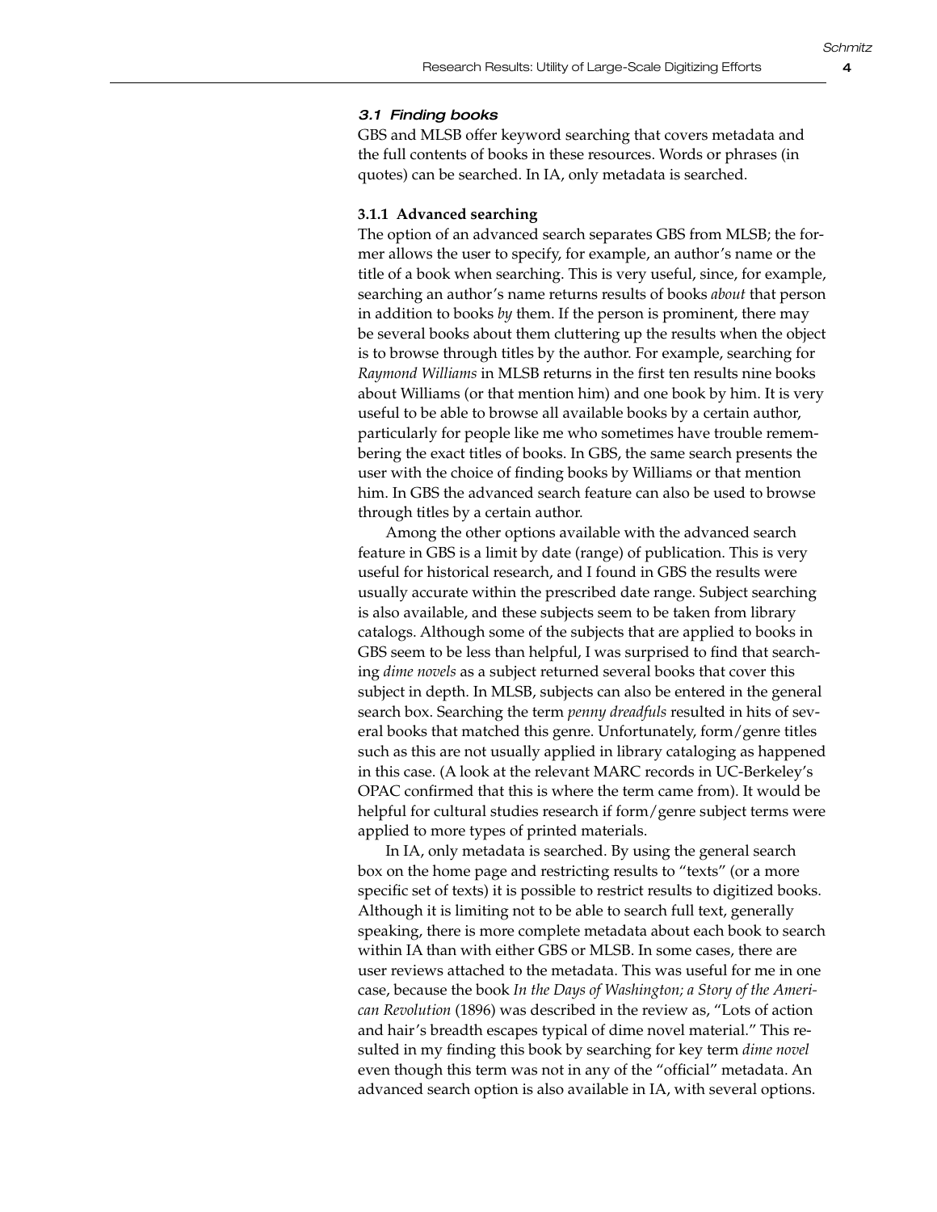### *3.1 Finding books*

GBS and MLSB offer keyword searching that covers metadata and the full contents of books in these resources. Words or phrases (in quotes) can be searched. In IA, only metadata is searched.

#### **3.1.1 Advanced searching**

The option of an advanced search separates GBS from MLSB; the former allows the user to specify, for example, an author's name or the title of a book when searching. This is very useful, since, for example, searching an author's name returns results of books *about* that person in addition to books *by* them. If the person is prominent, there may be several books about them cluttering up the results when the object is to browse through titles by the author. For example, searching for *Raymond Williams* in MLSB returns in the first ten results nine books about Williams (or that mention him) and one book by him. It is very useful to be able to browse all available books by a certain author, particularly for people like me who sometimes have trouble remembering the exact titles of books. In GBS, the same search presents the user with the choice of finding books by Williams or that mention him. In GBS the advanced search feature can also be used to browse through titles by a certain author.

Among the other options available with the advanced search feature in GBS is a limit by date (range) of publication. This is very useful for historical research, and I found in GBS the results were usually accurate within the prescribed date range. Subject searching is also available, and these subjects seem to be taken from library catalogs. Although some of the subjects that are applied to books in GBS seem to be less than helpful, I was surprised to find that searching *dime novels* as a subject returned several books that cover this subject in depth. In MLSB, subjects can also be entered in the general search box. Searching the term *penny dreadfuls* resulted in hits of several books that matched this genre. Unfortunately, form/genre titles such as this are not usually applied in library cataloging as happened in this case. (A look at the relevant MARC records in UC-Berkeley's OPAC confirmed that this is where the term came from). It would be helpful for cultural studies research if form/genre subject terms were applied to more types of printed materials.

In IA, only metadata is searched. By using the general search box on the home page and restricting results to "texts" (or a more specific set of texts) it is possible to restrict results to digitized books. Although it is limiting not to be able to search full text, generally speaking, there is more complete metadata about each book to search within IA than with either GBS or MLSB. In some cases, there are user reviews attached to the metadata. This was useful for me in one case, because the book *In the Days of Washington; a Story of the American Revolution* (1896) was described in the review as, "Lots of action and hair's breadth escapes typical of dime novel material." This resulted in my finding this book by searching for key term *dime novel* even though this term was not in any of the "official" metadata. An advanced search option is also available in IA, with several options.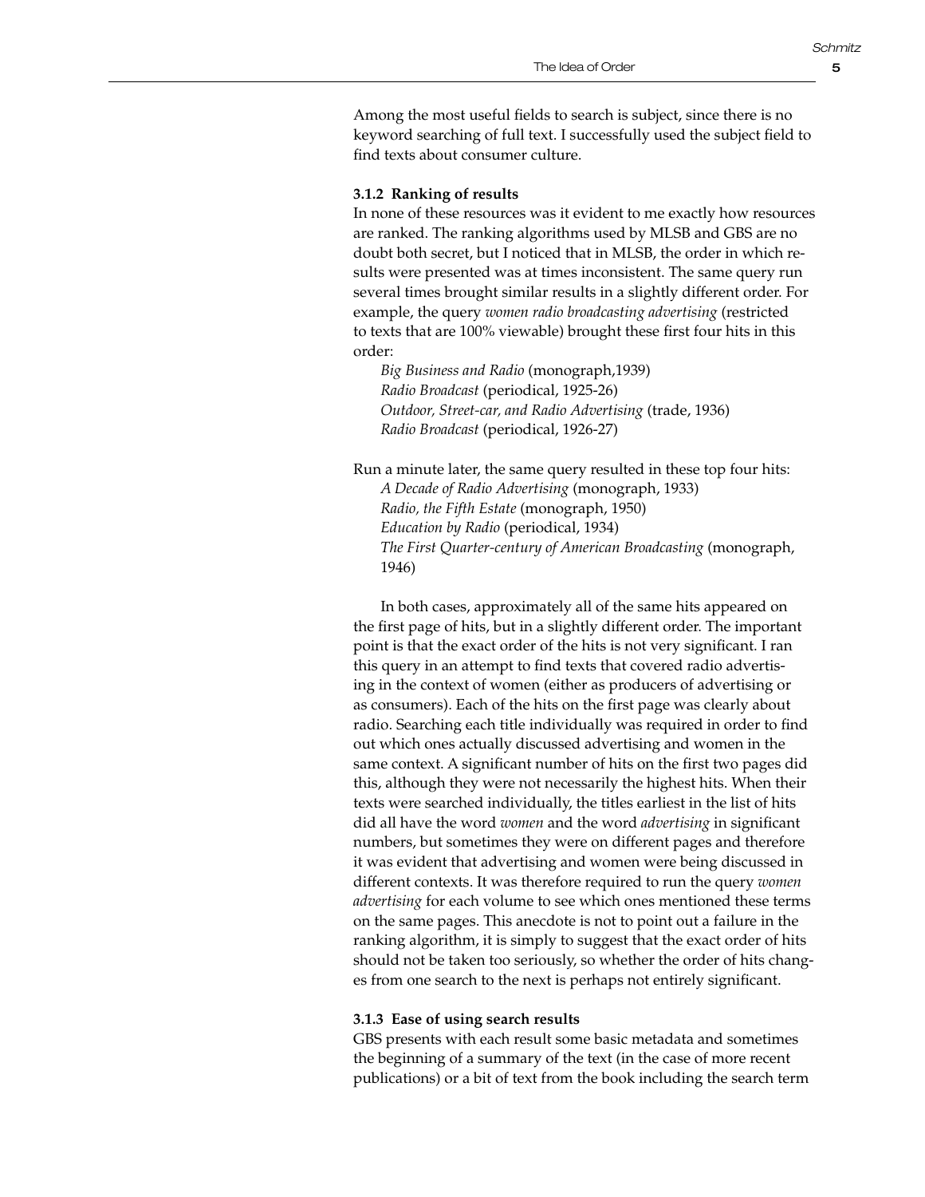Among the most useful fields to search is subject, since there is no keyword searching of full text. I successfully used the subject field to find texts about consumer culture.

### 3.1.2 Ranking of results

In none of these resources was it evident to me exactly how resources are ranked. The ranking algorithms used by MLSB and GBS are no doubt both secret, but I noticed that in MLSB, the order in which results were presented was at times inconsistent. The same query run several times brought similar results in a slightly different order. For example, the query *women radio broadcasting advertising* (restricted to texts that are 100% viewable) brought these first four hits in this order:

*Big Business and Radio* (monograph,1939)
*Radio Broadcast* (periodical, 1925-26)
*Outdoor, Street-car, and Radio Advertising* (trade, 1936)
*Radio Broadcast* (periodical, 1926-27)

Run a minute later, the same query resulted in these top four hits:

*A Decade of Radio Advertising* (monograph, 1933)
*Radio, the Fifth Estate* (monograph, 1950)
*Education by Radio* (periodical, 1934)
*The First Quarter-century of American Broadcasting* (monograph, 1946)

In both cases, approximately all of the same hits appeared on the first page of hits, but in a slightly different order. The important point is that the exact order of the hits is not very significant. I ran this query in an attempt to find texts that covered radio advertising in the context of women (either as producers of advertising or as consumers). Each of the hits on the first page was clearly about radio. Searching each title individually was required in order to find out which ones actually discussed advertising and women in the same context. A significant number of hits on the first two pages did this, although they were not necessarily the highest hits. When their texts were searched individually, the titles earliest in the list of hits did all have the word *women* and the word *advertising* in significant numbers, but sometimes they were on different pages and therefore it was evident that advertising and women were being discussed in different contexts. It was therefore required to run the query *women advertising* for each volume to see which ones mentioned these terms on the same pages. This anecdote is not to point out a failure in the ranking algorithm, it is simply to suggest that the exact order of hits should not be taken too seriously, so whether the order of hits changes from one search to the next is perhaps not entirely significant.

### 3.1.3 Ease of using search results

GBS presents with each result some basic metadata and sometimes the beginning of a summary of the text (in the case of more recent publications) or a bit of text from the book including the search term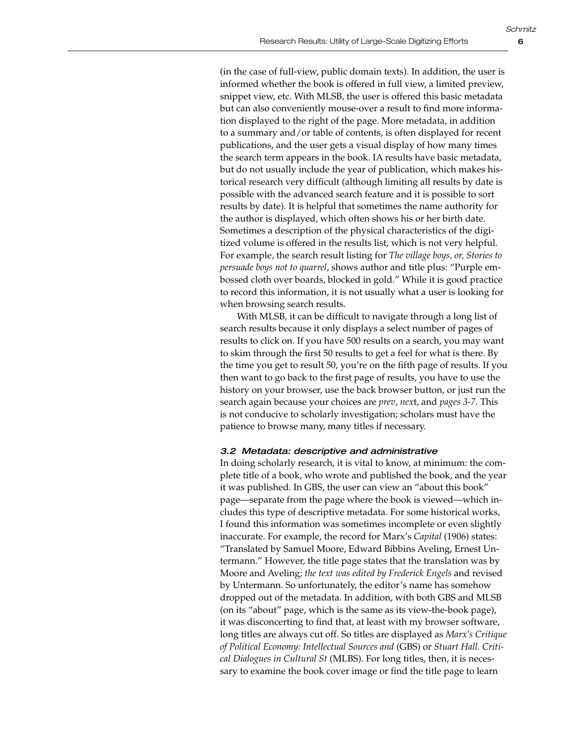(in the case of full-view, public domain texts). In addition, the user is informed whether the book is offered in full view, a limited preview, snippet view, etc. With MLSB, the user is offered this basic metadata but can also conveniently mouse-over a result to find more information displayed to the right of the page. More metadata, in addition to a summary and/or table of contents, is often displayed for recent publications, and the user gets a visual display of how many times the search term appears in the book. IA results have basic metadata, but do not usually include the year of publication, which makes historical research very difficult (although limiting all results by date is possible with the advanced search feature and it is possible to sort results by date). It is helpful that sometimes the name authority for the author is displayed, which often shows his or her birth date. Sometimes a description of the physical characteristics of the digitized volume is offered in the results list, which is not very helpful. For example, the search result listing for *The village boys, or, Stories to persuade boys not to quarrel*, shows author and title plus: "Purple embossed cloth over boards, blocked in gold." While it is good practice to record this information, it is not usually what a user is looking for when browsing search results.

With MLSB, it can be difficult to navigate through a long list of search results because it only displays a select number of pages of results to click on. If you have 500 results on a search, you may want to skim through the first 50 results to get a feel for what is there. By the time you get to result 50, you're on the fifth page of results. If you then want to go back to the first page of results, you have to use the history on your browser, use the back browser button, or just run the search again because your choices are *prev*, *next*, and *pages 3-7*. This is not conducive to scholarly investigation; scholars must have the patience to browse many, many titles if necessary.

### 3.2 Metadata: descriptive and administrative

In doing scholarly research, it is vital to know, at minimum: the complete title of a book, who wrote and published the book, and the year it was published. In GBS, the user can view an "about this book" page—separate from the page where the book is viewed—which includes this type of descriptive metadata. For some historical works, I found this information was sometimes incomplete or even slightly inaccurate. For example, the record for Marx's *Capital* (1906) states: "Translated by Samuel Moore, Edward Bibbins Aveling, Ernest Untermann." However, the title page states that the translation was by Moore and Aveling; *the text was edited by Frederick Engels* and revised by Untermann. So unfortunately, the editor's name has somehow dropped out of the metadata. In addition, with both GBS and MLSB (on its "about" page, which is the same as its view-the-book page), it was disconcerting to find that, at least with my browser software, long titles are always cut off. So titles are displayed as *Marx's Critique of Political Economy: Intellectual Sources and* (GBS) or *Stuart Hall. Critical Dialogues in Cultural St* (MLBS). For long titles, then, it is necessary to examine the book cover image or find the title page to learn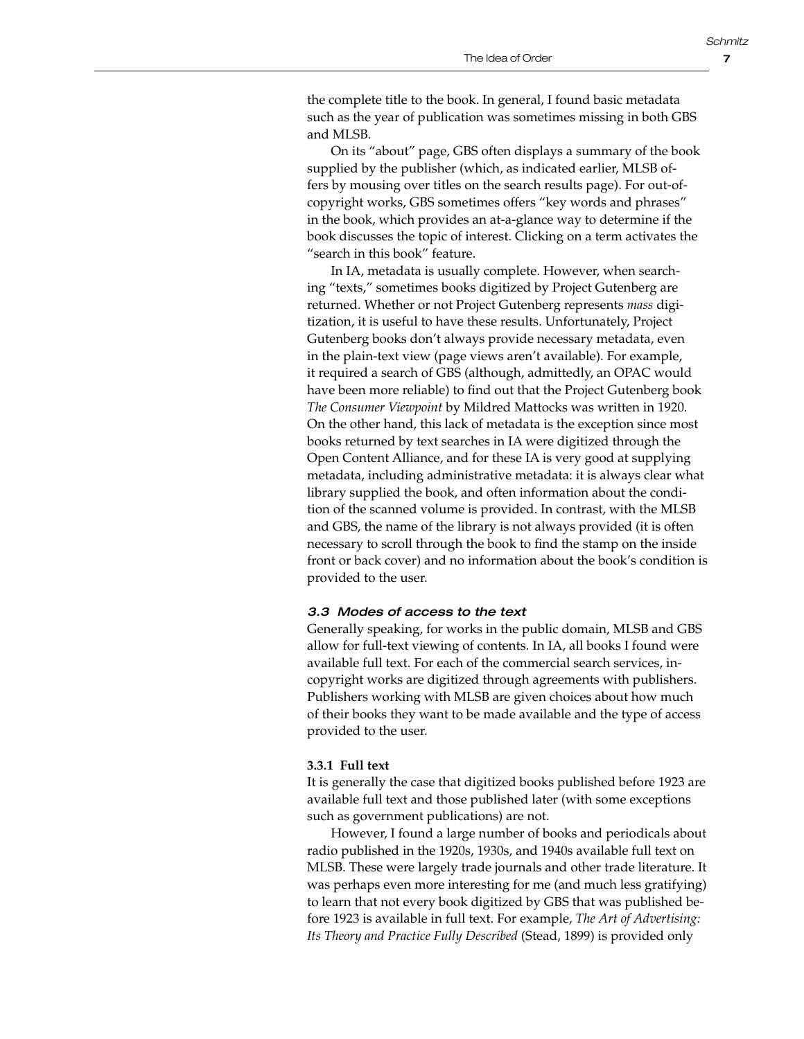the complete title to the book. In general, I found basic metadata such as the year of publication was sometimes missing in both GBS and MLSB.

On its "about" page, GBS often displays a summary of the book supplied by the publisher (which, as indicated earlier, MLSB offers by mousing over titles on the search results page). For out-of-copyright works, GBS sometimes offers "key words and phrases" in the book, which provides an at-a-glance way to determine if the book discusses the topic of interest. Clicking on a term activates the "search in this book" feature.

In IA, metadata is usually complete. However, when searching "texts," sometimes books digitized by Project Gutenberg are returned. Whether or not Project Gutenberg represents *mass* digitization, it is useful to have these results. Unfortunately, Project Gutenberg books don't always provide necessary metadata, even in the plain-text view (page views aren't available). For example, it required a search of GBS (although, admittedly, an OPAC would have been more reliable) to find out that the Project Gutenberg book *The Consumer Viewpoint* by Mildred Mattocks was written in 1920. On the other hand, this lack of metadata is the exception since most books returned by text searches in IA were digitized through the Open Content Alliance, and for these IA is very good at supplying metadata, including administrative metadata: it is always clear what library supplied the book, and often information about the condition of the scanned volume is provided. In contrast, with the MLSB and GBS, the name of the library is not always provided (it is often necessary to scroll through the book to find the stamp on the inside front or back cover) and no information about the book's condition is provided to the user.

### *3.3 Modes of access to the text*

Generally speaking, for works in the public domain, MLSB and GBS allow for full-text viewing of contents. In IA, all books I found were available full text. For each of the commercial search services, in-copyright works are digitized through agreements with publishers. Publishers working with MLSB are given choices about how much of their books they want to be made available and the type of access provided to the user.

#### **3.3.1 Full text**

It is generally the case that digitized books published before 1923 are available full text and those published later (with some exceptions such as government publications) are not.

However, I found a large number of books and periodicals about radio published in the 1920s, 1930s, and 1940s available full text on MLSB. These were largely trade journals and other trade literature. It was perhaps even more interesting for me (and much less gratifying) to learn that not every book digitized by GBS that was published before 1923 is available in full text. For example, *The Art of Advertising: Its Theory and Practice Fully Described* (Stead, 1899) is provided only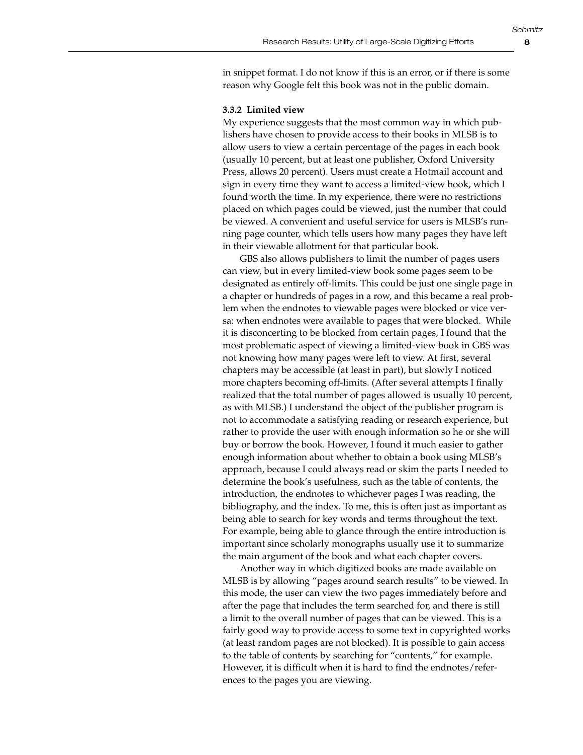in snippet format. I do not know if this is an error, or if there is some reason why Google felt this book was not in the public domain.

### 3.3.2 Limited view

My experience suggests that the most common way in which publishers have chosen to provide access to their books in MLSB is to allow users to view a certain percentage of the pages in each book (usually 10 percent, but at least one publisher, Oxford University Press, allows 20 percent). Users must create a Hotmail account and sign in every time they want to access a limited-view book, which I found worth the time. In my experience, there were no restrictions placed on which pages could be viewed, just the number that could be viewed. A convenient and useful service for users is MLSB's running page counter, which tells users how many pages they have left in their viewable allotment for that particular book.

GBS also allows publishers to limit the number of pages users can view, but in every limited-view book some pages seem to be designated as entirely off-limits. This could be just one single page in a chapter or hundreds of pages in a row, and this became a real problem when the endnotes to viewable pages were blocked or vice versa: when endnotes were available to pages that were blocked. While it is disconcerting to be blocked from certain pages, I found that the most problematic aspect of viewing a limited-view book in GBS was not knowing how many pages were left to view. At first, several chapters may be accessible (at least in part), but slowly I noticed more chapters becoming off-limits. (After several attempts I finally realized that the total number of pages allowed is usually 10 percent, as with MLSB.) I understand the object of the publisher program is not to accommodate a satisfying reading or research experience, but rather to provide the user with enough information so he or she will buy or borrow the book. However, I found it much easier to gather enough information about whether to obtain a book using MLSB's approach, because I could always read or skim the parts I needed to determine the book's usefulness, such as the table of contents, the introduction, the endnotes to whichever pages I was reading, the bibliography, and the index. To me, this is often just as important as being able to search for key words and terms throughout the text. For example, being able to glance through the entire introduction is important since scholarly monographs usually use it to summarize the main argument of the book and what each chapter covers.

Another way in which digitized books are made available on MLSB is by allowing "pages around search results" to be viewed. In this mode, the user can view the two pages immediately before and after the page that includes the term searched for, and there is still a limit to the overall number of pages that can be viewed. This is a fairly good way to provide access to some text in copyrighted works (at least random pages are not blocked). It is possible to gain access to the table of contents by searching for "contents," for example. However, it is difficult when it is hard to find the endnotes/references to the pages you are viewing.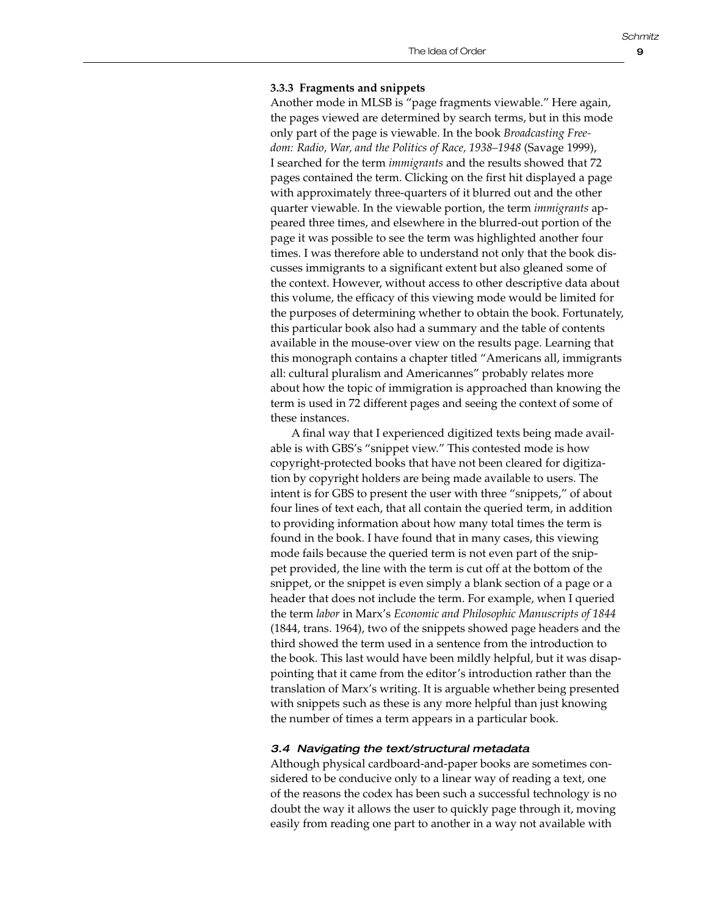### 3.3.3 Fragments and snippets

Another mode in MLSB is "page fragments viewable." Here again, the pages viewed are determined by search terms, but in this mode only part of the page is viewable. In the book *Broadcasting Freedom: Radio, War, and the Politics of Race, 1938–1948* (Savage 1999), I searched for the term *immigrants* and the results showed that 72 pages contained the term. Clicking on the first hit displayed a page with approximately three-quarters of it blurred out and the other quarter viewable. In the viewable portion, the term *immigrants* appeared three times, and elsewhere in the blurred-out portion of the page it was possible to see the term was highlighted another four times. I was therefore able to understand not only that the book discusses immigrants to a significant extent but also gleaned some of the context. However, without access to other descriptive data about this volume, the efficacy of this viewing mode would be limited for the purposes of determining whether to obtain the book. Fortunately, this particular book also had a summary and the table of contents available in the mouse-over view on the results page. Learning that this monograph contains a chapter titled "Americans all, immigrants all: cultural pluralism and Americannes" probably relates more about how the topic of immigration is approached than knowing the term is used in 72 different pages and seeing the context of some of these instances.

A final way that I experienced digitized texts being made available is with GBS's "snippet view." This contested mode is how copyright-protected books that have not been cleared for digitization by copyright holders are being made available to users. The intent is for GBS to present the user with three "snippets," of about four lines of text each, that all contain the queried term, in addition to providing information about how many total times the term is found in the book. I have found that in many cases, this viewing mode fails because the queried term is not even part of the snippet provided, the line with the term is cut off at the bottom of the snippet, or the snippet is even simply a blank section of a page or a header that does not include the term. For example, when I queried the term *labor* in Marx's *Economic and Philosophic Manuscripts of 1844* (1844, trans. 1964), two of the snippets showed page headers and the third showed the term used in a sentence from the introduction to the book. This last would have been mildly helpful, but it was disappointing that it came from the editor's introduction rather than the translation of Marx's writing. It is arguable whether being presented with snippets such as these is any more helpful than just knowing the number of times a term appears in a particular book.

### *3.4 Navigating the text/structural metadata*

Although physical cardboard-and-paper books are sometimes considered to be conducive only to a linear way of reading a text, one of the reasons the codex has been such a successful technology is no doubt the way it allows the user to quickly page through it, moving easily from reading one part to another in a way not available with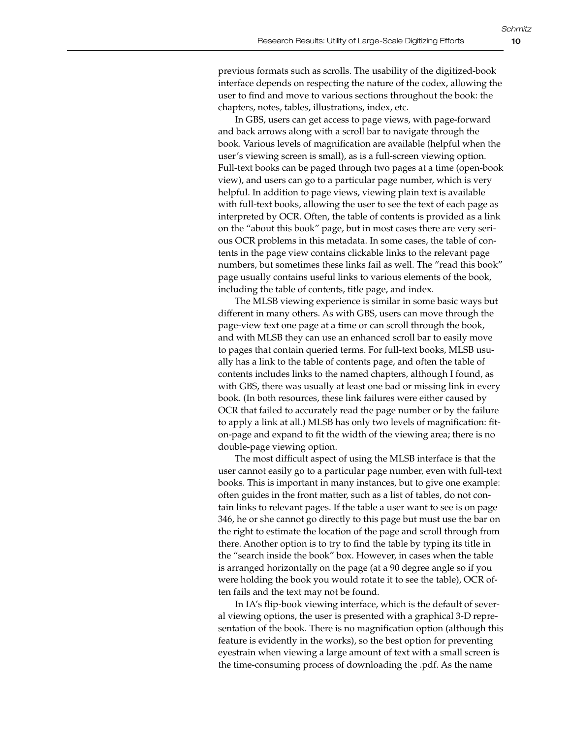previous formats such as scrolls. The usability of the digitized-book interface depends on respecting the nature of the codex, allowing the user to find and move to various sections throughout the book: the chapters, notes, tables, illustrations, index, etc.

In GBS, users can get access to page views, with page-forward and back arrows along with a scroll bar to navigate through the book. Various levels of magnification are available (helpful when the user's viewing screen is small), as is a full-screen viewing option. Full-text books can be paged through two pages at a time (open-book view), and users can go to a particular page number, which is very helpful. In addition to page views, viewing plain text is available with full-text books, allowing the user to see the text of each page as interpreted by OCR. Often, the table of contents is provided as a link on the "about this book" page, but in most cases there are very serious OCR problems in this metadata. In some cases, the table of contents in the page view contains clickable links to the relevant page numbers, but sometimes these links fail as well. The "read this book" page usually contains useful links to various elements of the book, including the table of contents, title page, and index.

The MLSB viewing experience is similar in some basic ways but different in many others. As with GBS, users can move through the page-view text one page at a time or can scroll through the book, and with MLSB they can use an enhanced scroll bar to easily move to pages that contain queried terms. For full-text books, MLSB usually has a link to the table of contents page, and often the table of contents includes links to the named chapters, although I found, as with GBS, there was usually at least one bad or missing link in every book. (In both resources, these link failures were either caused by OCR that failed to accurately read the page number or by the failure to apply a link at all.) MLSB has only two levels of magnification: fit-on-page and expand to fit the width of the viewing area; there is no double-page viewing option.

The most difficult aspect of using the MLSB interface is that the user cannot easily go to a particular page number, even with full-text books. This is important in many instances, but to give one example: often guides in the front matter, such as a list of tables, do not contain links to relevant pages. If the table a user want to see is on page 346, he or she cannot go directly to this page but must use the bar on the right to estimate the location of the page and scroll through from there. Another option is to try to find the table by typing its title in the "search inside the book" box. However, in cases when the table is arranged horizontally on the page (at a 90 degree angle so if you were holding the book you would rotate it to see the table), OCR often fails and the text may not be found.

In IA's flip-book viewing interface, which is the default of several viewing options, the user is presented with a graphical 3-D representation of the book. There is no magnification option (although this feature is evidently in the works), so the best option for preventing eyestrain when viewing a large amount of text with a small screen is the time-consuming process of downloading the .pdf. As the name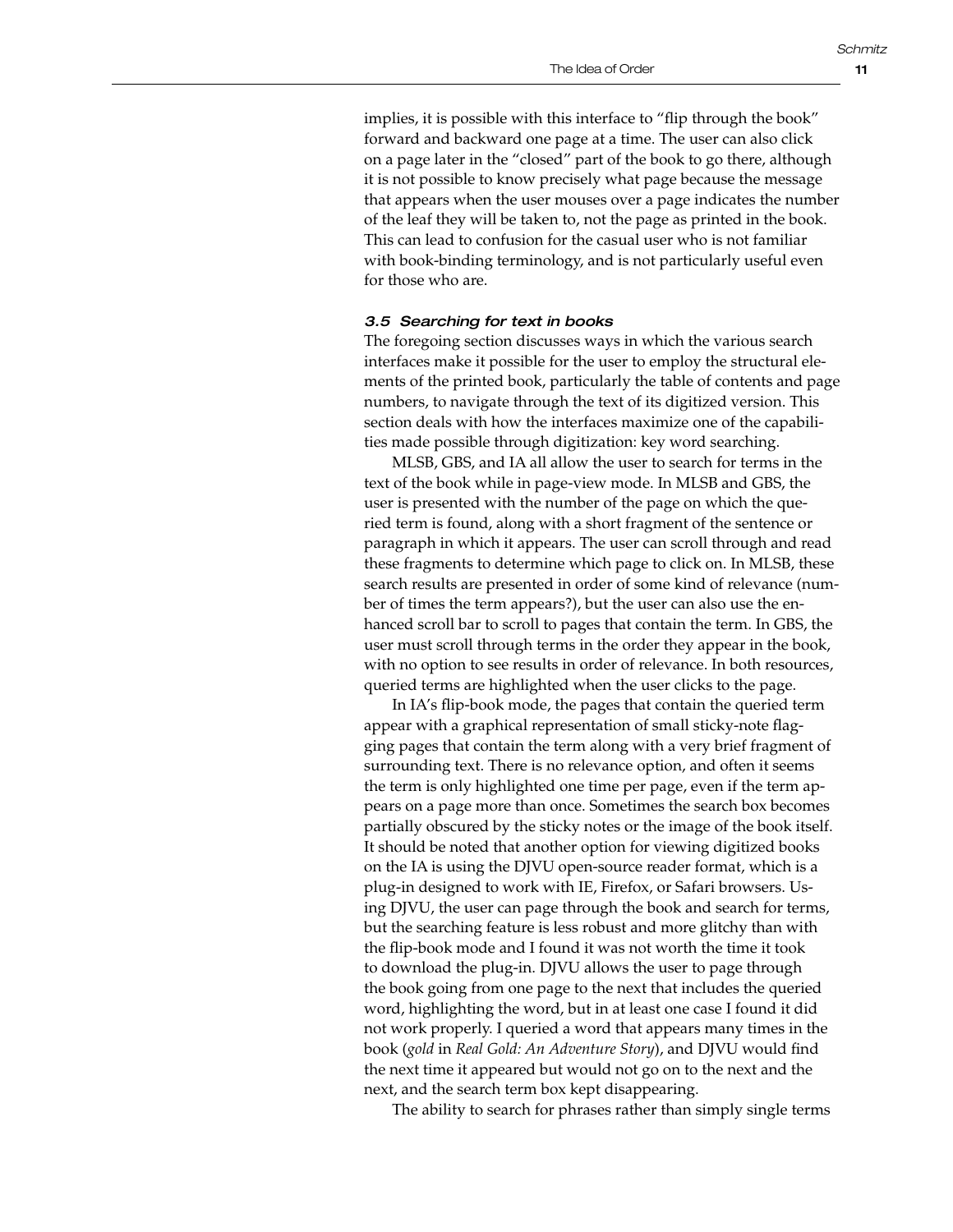implies, it is possible with this interface to "flip through the book" forward and backward one page at a time. The user can also click on a page later in the "closed" part of the book to go there, although it is not possible to know precisely what page because the message that appears when the user mouses over a page indicates the number of the leaf they will be taken to, not the page as printed in the book. This can lead to confusion for the casual user who is not familiar with book-binding terminology, and is not particularly useful even for those who are.

### *3.5 Searching for text in books*

The foregoing section discusses ways in which the various search interfaces make it possible for the user to employ the structural elements of the printed book, particularly the table of contents and page numbers, to navigate through the text of its digitized version. This section deals with how the interfaces maximize one of the capabilities made possible through digitization: key word searching.

MLSB, GBS, and IA all allow the user to search for terms in the text of the book while in page-view mode. In MLSB and GBS, the user is presented with the number of the page on which the queried term is found, along with a short fragment of the sentence or paragraph in which it appears. The user can scroll through and read these fragments to determine which page to click on. In MLSB, these search results are presented in order of some kind of relevance (number of times the term appears?), but the user can also use the enhanced scroll bar to scroll to pages that contain the term. In GBS, the user must scroll through terms in the order they appear in the book, with no option to see results in order of relevance. In both resources, queried terms are highlighted when the user clicks to the page.

In IA's flip-book mode, the pages that contain the queried term appear with a graphical representation of small sticky-note flagging pages that contain the term along with a very brief fragment of surrounding text. There is no relevance option, and often it seems the term is only highlighted one time per page, even if the term appears on a page more than once. Sometimes the search box becomes partially obscured by the sticky notes or the image of the book itself. It should be noted that another option for viewing digitized books on the IA is using the DJVU open-source reader format, which is a plug-in designed to work with IE, Firefox, or Safari browsers. Using DJVU, the user can page through the book and search for terms, but the searching feature is less robust and more glitchy than with the flip-book mode and I found it was not worth the time it took to download the plug-in. DJVU allows the user to page through the book going from one page to the next that includes the queried word, highlighting the word, but in at least one case I found it did not work properly. I queried a word that appears many times in the book (*gold* in *Real Gold: An Adventure Story*), and DJVU would find the next time it appeared but would not go on to the next and the next, and the search term box kept disappearing.

The ability to search for phrases rather than simply single terms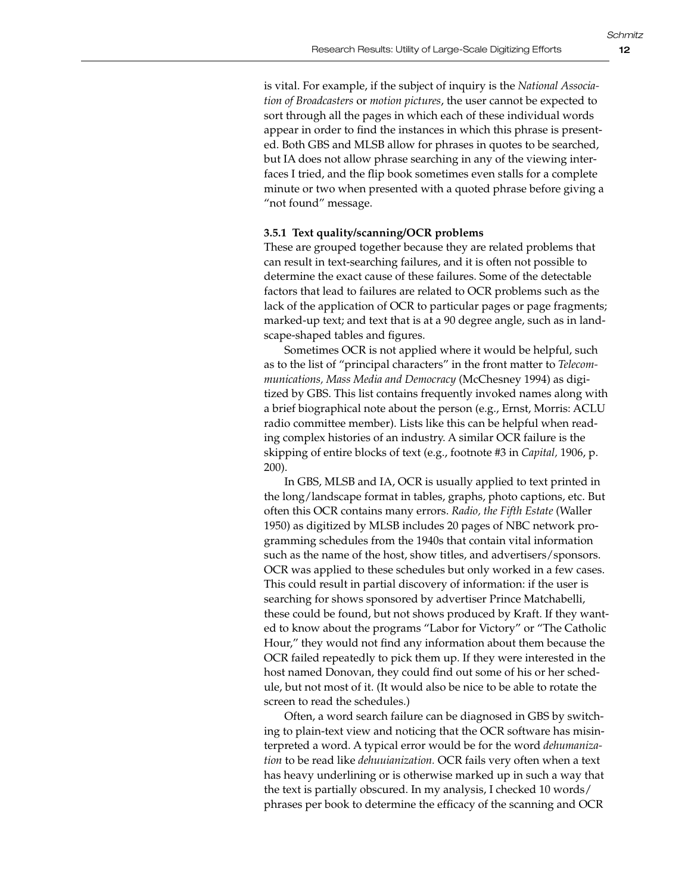is vital. For example, if the subject of inquiry is the *National Association of Broadcasters* or *motion pictures*, the user cannot be expected to sort through all the pages in which each of these individual words appear in order to find the instances in which this phrase is presented. Both GBS and MLSB allow for phrases in quotes to be searched, but IA does not allow phrase searching in any of the viewing interfaces I tried, and the flip book sometimes even stalls for a complete minute or two when presented with a quoted phrase before giving a "not found" message.

#### 3.5.1 Text quality/scanning/OCR problems

These are grouped together because they are related problems that can result in text-searching failures, and it is often not possible to determine the exact cause of these failures. Some of the detectable factors that lead to failures are related to OCR problems such as the lack of the application of OCR to particular pages or page fragments; marked-up text; and text that is at a 90 degree angle, such as in landscape-shaped tables and figures.

Sometimes OCR is not applied where it would be helpful, such as to the list of "principal characters" in the front matter to *Telecommunications, Mass Media and Democracy* (McChesney 1994) as digitized by GBS. This list contains frequently invoked names along with a brief biographical note about the person (e.g., Ernst, Morris: ACLU radio committee member). Lists like this can be helpful when reading complex histories of an industry. A similar OCR failure is the skipping of entire blocks of text (e.g., footnote #3 in *Capital,* 1906, p. 200).

In GBS, MLSB and IA, OCR is usually applied to text printed in the long/landscape format in tables, graphs, photo captions, etc. But often this OCR contains many errors. *Radio, the Fifth Estate* (Waller 1950) as digitized by MLSB includes 20 pages of NBC network programming schedules from the 1940s that contain vital information such as the name of the host, show titles, and advertisers/sponsors. OCR was applied to these schedules but only worked in a few cases. This could result in partial discovery of information: if the user is searching for shows sponsored by advertiser Prince Matchabelli, these could be found, but not shows produced by Kraft. If they wanted to know about the programs "Labor for Victory" or "The Catholic Hour," they would not find any information about them because the OCR failed repeatedly to pick them up. If they were interested in the host named Donovan, they could find out some of his or her schedule, but not most of it. (It would also be nice to be able to rotate the screen to read the schedules.)

Often, a word search failure can be diagnosed in GBS by switching to plain-text view and noticing that the OCR software has misinterpreted a word. A typical error would be for the word *dehumanization* to be read like *dehuuianization.* OCR fails very often when a text has heavy underlining or is otherwise marked up in such a way that the text is partially obscured. In my analysis, I checked 10 words/phrases per book to determine the efficacy of the scanning and OCR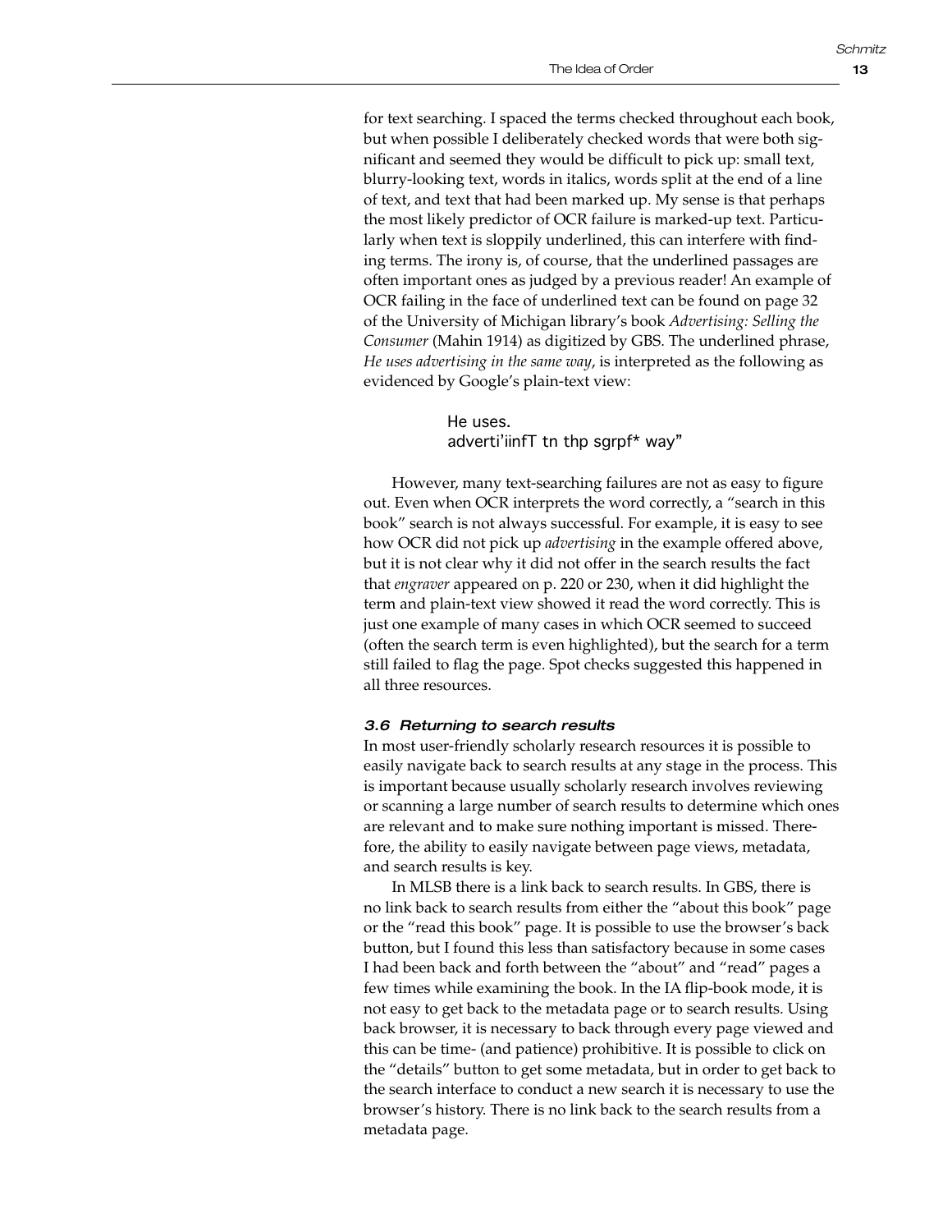for text searching. I spaced the terms checked throughout each book, but when possible I deliberately checked words that were both significant and seemed they would be difficult to pick up: small text, blurry-looking text, words in italics, words split at the end of a line of text, and text that had been marked up. My sense is that perhaps the most likely predictor of OCR failure is marked-up text. Particularly when text is sloppily underlined, this can interfere with finding terms. The irony is, of course, that the underlined passages are often important ones as judged by a previous reader! An example of OCR failing in the face of underlined text can be found on page 32 of the University of Michigan library's book *Advertising: Selling the Consumer* (Mahin 1914) as digitized by GBS. The underlined phrase, *He uses advertising in the same way*, is interpreted as the following as evidenced by Google's plain-text view:

> He uses.
> adverti'iinfT tn thp sgrpf* way"

However, many text-searching failures are not as easy to figure out. Even when OCR interprets the word correctly, a "search in this book" search is not always successful. For example, it is easy to see how OCR did not pick up *advertising* in the example offered above, but it is not clear why it did not offer in the search results the fact that *engraver* appeared on p. 220 or 230, when it did highlight the term and plain-text view showed it read the word correctly. This is just one example of many cases in which OCR seemed to succeed (often the search term is even highlighted), but the search for a term still failed to flag the page. Spot checks suggested this happened in all three resources.

### *3.6 Returning to search results*

In most user-friendly scholarly research resources it is possible to easily navigate back to search results at any stage in the process. This is important because usually scholarly research involves reviewing or scanning a large number of search results to determine which ones are relevant and to make sure nothing important is missed. Therefore, the ability to easily navigate between page views, metadata, and search results is key.

In MLSB there is a link back to search results. In GBS, there is no link back to search results from either the "about this book" page or the "read this book" page. It is possible to use the browser's back button, but I found this less than satisfactory because in some cases I had been back and forth between the "about" and "read" pages a few times while examining the book. In the IA flip-book mode, it is not easy to get back to the metadata page or to search results. Using back browser, it is necessary to back through every page viewed and this can be time- (and patience) prohibitive. It is possible to click on the "details" button to get some metadata, but in order to get back to the search interface to conduct a new search it is necessary to use the browser's history. There is no link back to the search results from a metadata page.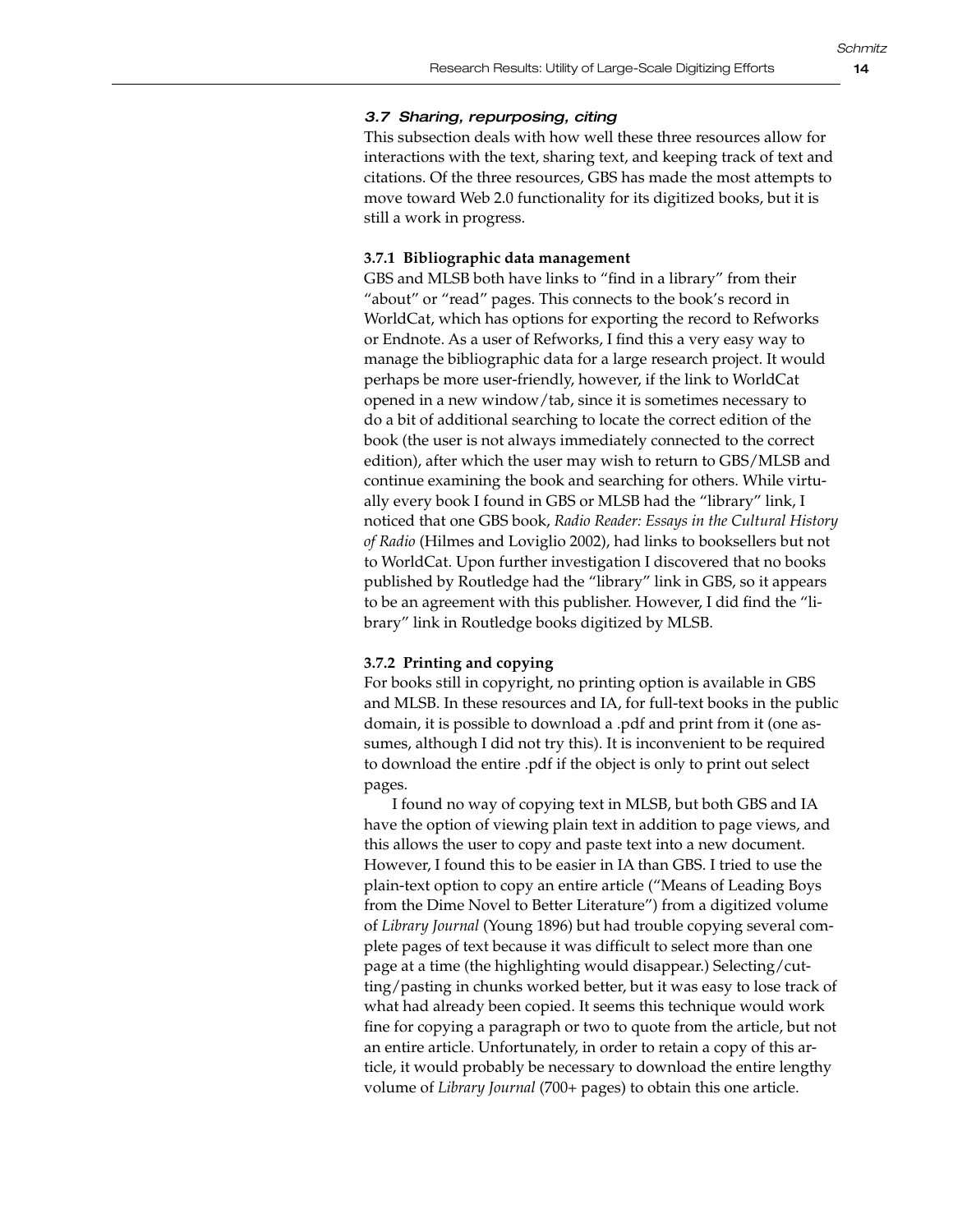### *3.7 Sharing, repurposing, citing*

This subsection deals with how well these three resources allow for interactions with the text, sharing text, and keeping track of text and citations. Of the three resources, GBS has made the most attempts to move toward Web 2.0 functionality for its digitized books, but it is still a work in progress.

#### 3.7.1 Bibliographic data management

GBS and MLSB both have links to "find in a library" from their "about" or "read" pages. This connects to the book's record in WorldCat, which has options for exporting the record to Refworks or Endnote. As a user of Refworks, I find this a very easy way to manage the bibliographic data for a large research project. It would perhaps be more user-friendly, however, if the link to WorldCat opened in a new window/tab, since it is sometimes necessary to do a bit of additional searching to locate the correct edition of the book (the user is not always immediately connected to the correct edition), after which the user may wish to return to GBS/MLSB and continue examining the book and searching for others. While virtually every book I found in GBS or MLSB had the "library" link, I noticed that one GBS book, *Radio Reader: Essays in the Cultural History of Radio* (Hilmes and Loviglio 2002), had links to booksellers but not to WorldCat. Upon further investigation I discovered that no books published by Routledge had the "library" link in GBS, so it appears to be an agreement with this publisher. However, I did find the "library" link in Routledge books digitized by MLSB.

#### 3.7.2 Printing and copying

For books still in copyright, no printing option is available in GBS and MLSB. In these resources and IA, for full-text books in the public domain, it is possible to download a .pdf and print from it (one assumes, although I did not try this). It is inconvenient to be required to download the entire .pdf if the object is only to print out select pages.

I found no way of copying text in MLSB, but both GBS and IA have the option of viewing plain text in addition to page views, and this allows the user to copy and paste text into a new document. However, I found this to be easier in IA than GBS. I tried to use the plain-text option to copy an entire article ("Means of Leading Boys from the Dime Novel to Better Literature") from a digitized volume of *Library Journal* (Young 1896) but had trouble copying several complete pages of text because it was difficult to select more than one page at a time (the highlighting would disappear.) Selecting/cutting/pasting in chunks worked better, but it was easy to lose track of what had already been copied. It seems this technique would work fine for copying a paragraph or two to quote from the article, but not an entire article. Unfortunately, in order to retain a copy of this article, it would probably be necessary to download the entire lengthy volume of *Library Journal* (700+ pages) to obtain this one article.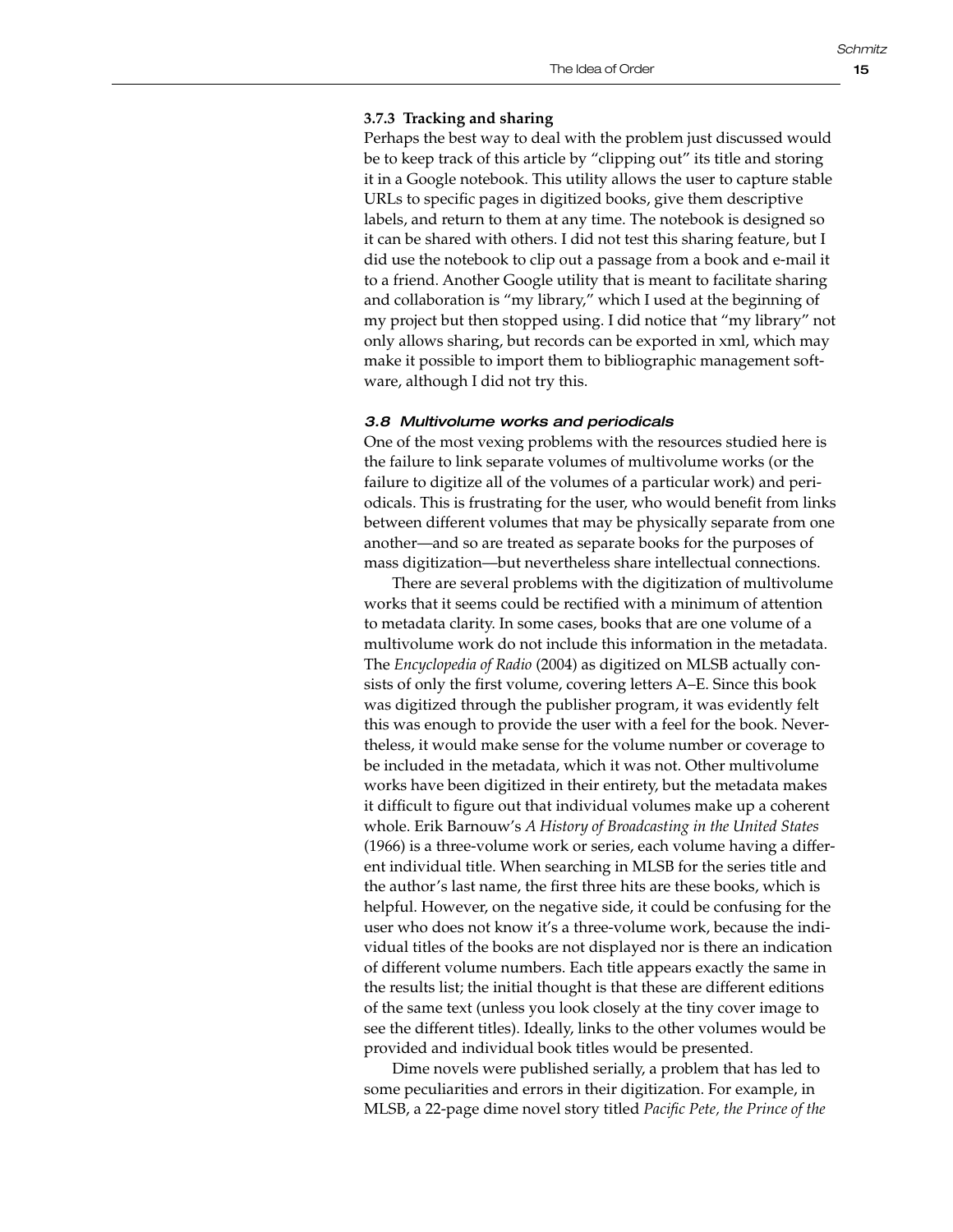#### 3.7.3 Tracking and sharing

Perhaps the best way to deal with the problem just discussed would be to keep track of this article by "clipping out" its title and storing it in a Google notebook. This utility allows the user to capture stable URLs to specific pages in digitized books, give them descriptive labels, and return to them at any time. The notebook is designed so it can be shared with others. I did not test this sharing feature, but I did use the notebook to clip out a passage from a book and e-mail it to a friend. Another Google utility that is meant to facilitate sharing and collaboration is "my library," which I used at the beginning of my project but then stopped using. I did notice that "my library" not only allows sharing, but records can be exported in xml, which may make it possible to import them to bibliographic management software, although I did not try this.

### *3.8 Multivolume works and periodicals*

One of the most vexing problems with the resources studied here is the failure to link separate volumes of multivolume works (or the failure to digitize all of the volumes of a particular work) and periodicals. This is frustrating for the user, who would benefit from links between different volumes that may be physically separate from one another—and so are treated as separate books for the purposes of mass digitization—but nevertheless share intellectual connections.

There are several problems with the digitization of multivolume works that it seems could be rectified with a minimum of attention to metadata clarity. In some cases, books that are one volume of a multivolume work do not include this information in the metadata. The *Encyclopedia of Radio* (2004) as digitized on MLSB actually consists of only the first volume, covering letters A–E. Since this book was digitized through the publisher program, it was evidently felt this was enough to provide the user with a feel for the book. Nevertheless, it would make sense for the volume number or coverage to be included in the metadata, which it was not. Other multivolume works have been digitized in their entirety, but the metadata makes it difficult to figure out that individual volumes make up a coherent whole. Erik Barnouw's *A History of Broadcasting in the United States* (1966) is a three-volume work or series, each volume having a different individual title. When searching in MLSB for the series title and the author's last name, the first three hits are these books, which is helpful. However, on the negative side, it could be confusing for the user who does not know it's a three-volume work, because the individual titles of the books are not displayed nor is there an indication of different volume numbers. Each title appears exactly the same in the results list; the initial thought is that these are different editions of the same text (unless you look closely at the tiny cover image to see the different titles). Ideally, links to the other volumes would be provided and individual book titles would be presented.

Dime novels were published serially, a problem that has led to some peculiarities and errors in their digitization. For example, in MLSB, a 22-page dime novel story titled *Pacific Pete, the Prince of the*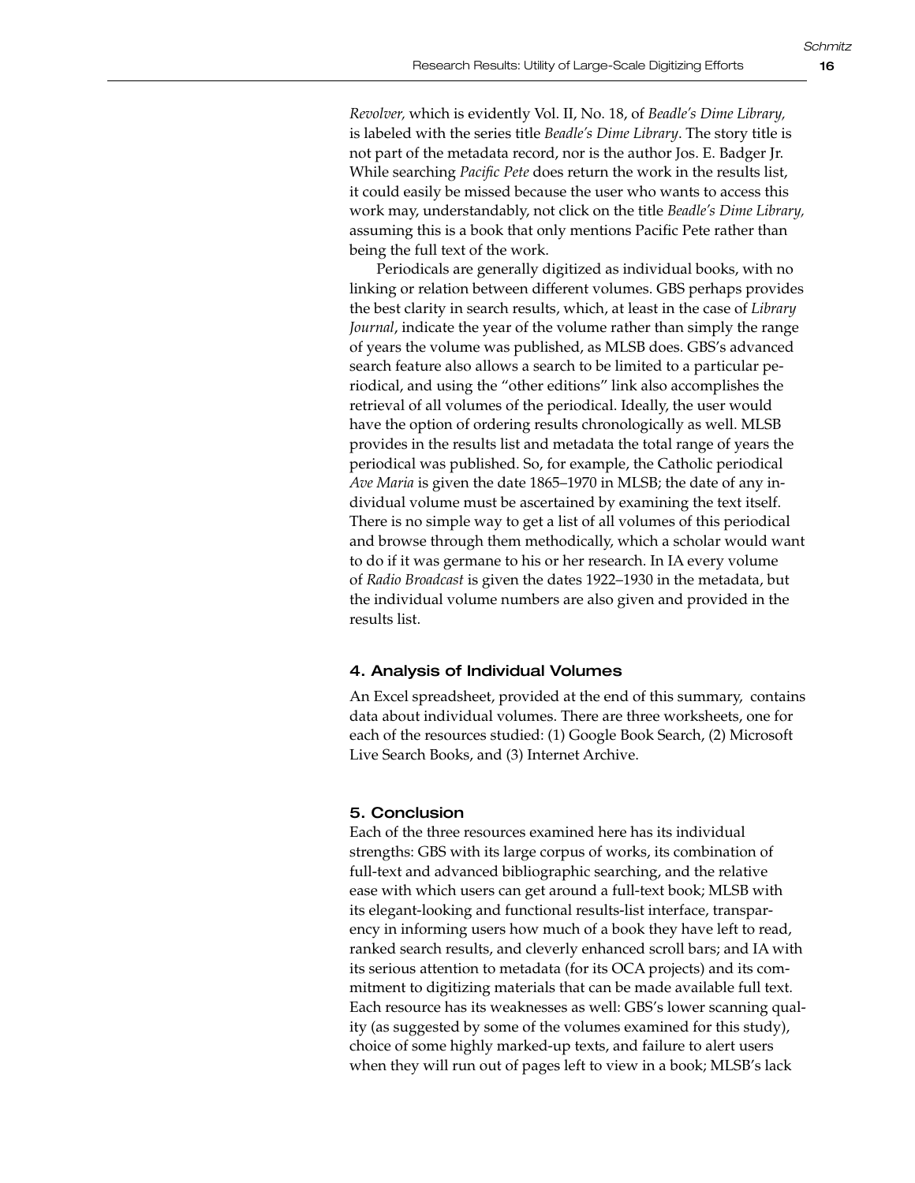*Revolver,* which is evidently Vol. II, No. 18, of *Beadle's Dime Library,* is labeled with the series title *Beadle's Dime Library*. The story title is not part of the metadata record, nor is the author Jos. E. Badger Jr. While searching *Pacific Pete* does return the work in the results list, it could easily be missed because the user who wants to access this work may, understandably, not click on the title *Beadle's Dime Library,* assuming this is a book that only mentions Pacific Pete rather than being the full text of the work.

Periodicals are generally digitized as individual books, with no linking or relation between different volumes. GBS perhaps provides the best clarity in search results, which, at least in the case of *Library Journal*, indicate the year of the volume rather than simply the range of years the volume was published, as MLSB does. GBS's advanced search feature also allows a search to be limited to a particular periodical, and using the "other editions" link also accomplishes the retrieval of all volumes of the periodical. Ideally, the user would have the option of ordering results chronologically as well. MLSB provides in the results list and metadata the total range of years the periodical was published. So, for example, the Catholic periodical *Ave Maria* is given the date 1865–1970 in MLSB; the date of any individual volume must be ascertained by examining the text itself. There is no simple way to get a list of all volumes of this periodical and browse through them methodically, which a scholar would want to do if it was germane to his or her research. In IA every volume of *Radio Broadcast* is given the dates 1922–1930 in the metadata, but the individual volume numbers are also given and provided in the results list.

## 4. Analysis of Individual Volumes

An Excel spreadsheet, provided at the end of this summary, contains data about individual volumes. There are three worksheets, one for each of the resources studied: (1) Google Book Search, (2) Microsoft Live Search Books, and (3) Internet Archive.

## 5. Conclusion

Each of the three resources examined here has its individual strengths: GBS with its large corpus of works, its combination of full-text and advanced bibliographic searching, and the relative ease with which users can get around a full-text book; MLSB with its elegant-looking and functional results-list interface, transparency in informing users how much of a book they have left to read, ranked search results, and cleverly enhanced scroll bars; and IA with its serious attention to metadata (for its OCA projects) and its commitment to digitizing materials that can be made available full text. Each resource has its weaknesses as well: GBS's lower scanning quality (as suggested by some of the volumes examined for this study), choice of some highly marked-up texts, and failure to alert users when they will run out of pages left to view in a book; MLSB's lack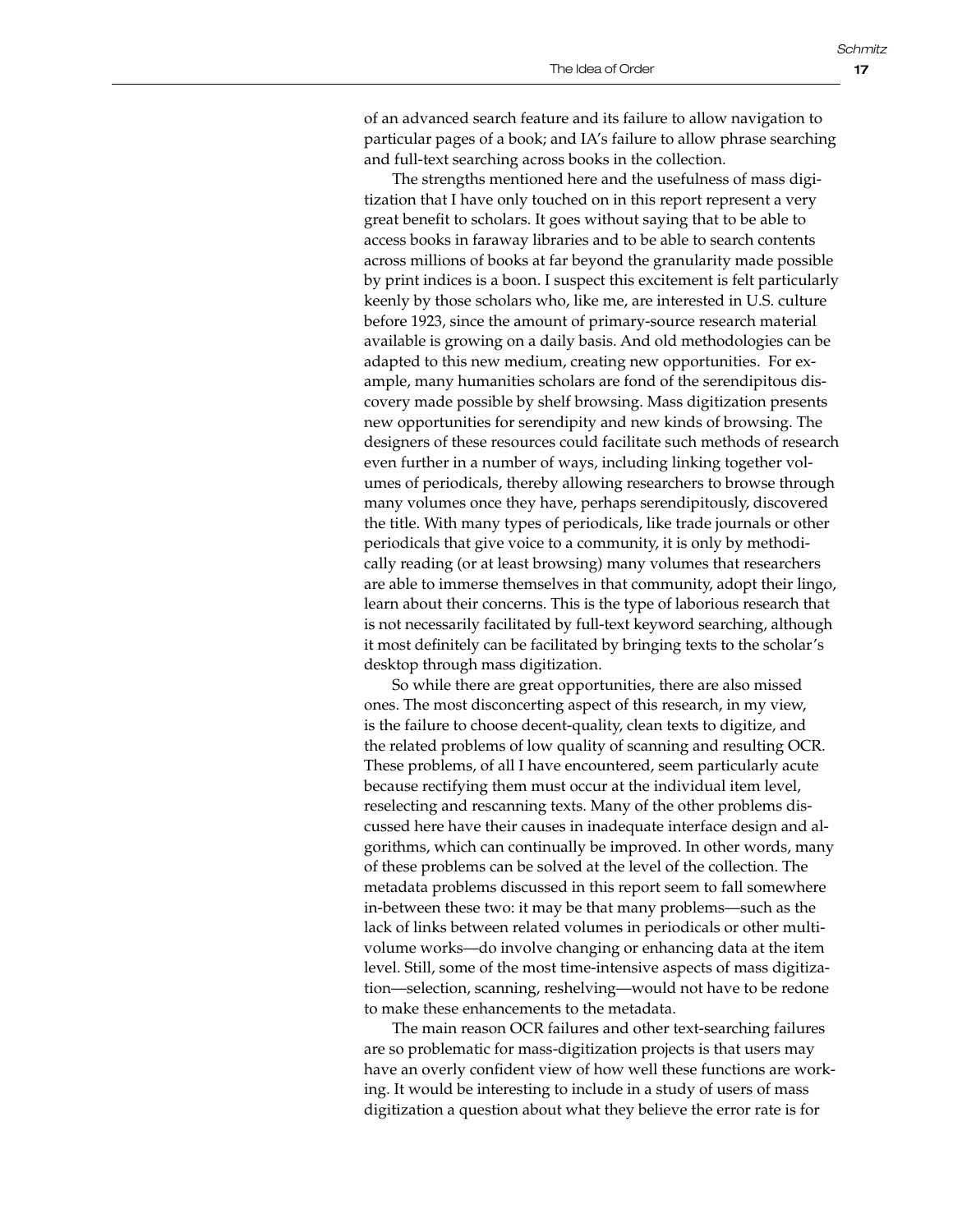of an advanced search feature and its failure to allow navigation to particular pages of a book; and IA's failure to allow phrase searching and full-text searching across books in the collection.

The strengths mentioned here and the usefulness of mass digitization that I have only touched on in this report represent a very great benefit to scholars. It goes without saying that to be able to access books in faraway libraries and to be able to search contents across millions of books at far beyond the granularity made possible by print indices is a boon. I suspect this excitement is felt particularly keenly by those scholars who, like me, are interested in U.S. culture before 1923, since the amount of primary-source research material available is growing on a daily basis. And old methodologies can be adapted to this new medium, creating new opportunities. For example, many humanities scholars are fond of the serendipitous discovery made possible by shelf browsing. Mass digitization presents new opportunities for serendipity and new kinds of browsing. The designers of these resources could facilitate such methods of research even further in a number of ways, including linking together volumes of periodicals, thereby allowing researchers to browse through many volumes once they have, perhaps serendipitously, discovered the title. With many types of periodicals, like trade journals or other periodicals that give voice to a community, it is only by methodically reading (or at least browsing) many volumes that researchers are able to immerse themselves in that community, adopt their lingo, learn about their concerns. This is the type of laborious research that is not necessarily facilitated by full-text keyword searching, although it most definitely can be facilitated by bringing texts to the scholar's desktop through mass digitization.

So while there are great opportunities, there are also missed ones. The most disconcerting aspect of this research, in my view, is the failure to choose decent-quality, clean texts to digitize, and the related problems of low quality of scanning and resulting OCR. These problems, of all I have encountered, seem particularly acute because rectifying them must occur at the individual item level, reselecting and rescanning texts. Many of the other problems discussed here have their causes in inadequate interface design and algorithms, which can continually be improved. In other words, many of these problems can be solved at the level of the collection. The metadata problems discussed in this report seem to fall somewhere in-between these two: it may be that many problems—such as the lack of links between related volumes in periodicals or other multivolume works—do involve changing or enhancing data at the item level. Still, some of the most time-intensive aspects of mass digitization—selection, scanning, reshelving—would not have to be redone to make these enhancements to the metadata.

The main reason OCR failures and other text-searching failures are so problematic for mass-digitization projects is that users may have an overly confident view of how well these functions are working. It would be interesting to include in a study of users of mass digitization a question about what they believe the error rate is for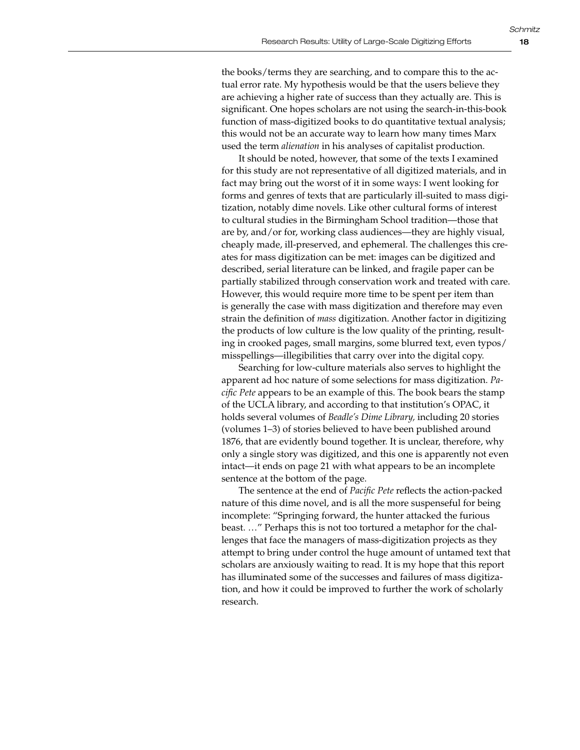the books/terms they are searching, and to compare this to the actual error rate. My hypothesis would be that the users believe they are achieving a higher rate of success than they actually are. This is significant. One hopes scholars are not using the search-in-this-book function of mass-digitized books to do quantitative textual analysis; this would not be an accurate way to learn how many times Marx used the term *alienation* in his analyses of capitalist production.

It should be noted, however, that some of the texts I examined for this study are not representative of all digitized materials, and in fact may bring out the worst of it in some ways: I went looking for forms and genres of texts that are particularly ill-suited to mass digitization, notably dime novels. Like other cultural forms of interest to cultural studies in the Birmingham School tradition—those that are by, and/or for, working class audiences—they are highly visual, cheaply made, ill-preserved, and ephemeral. The challenges this creates for mass digitization can be met: images can be digitized and described, serial literature can be linked, and fragile paper can be partially stabilized through conservation work and treated with care. However, this would require more time to be spent per item than is generally the case with mass digitization and therefore may even strain the definition of *mass* digitization. Another factor in digitizing the products of low culture is the low quality of the printing, resulting in crooked pages, small margins, some blurred text, even typos/misspellings—illegibilities that carry over into the digital copy.

Searching for low-culture materials also serves to highlight the apparent ad hoc nature of some selections for mass digitization. *Pacific Pete* appears to be an example of this. The book bears the stamp of the UCLA library, and according to that institution's OPAC, it holds several volumes of *Beadle's Dime Library,* including 20 stories (volumes 1–3) of stories believed to have been published around 1876, that are evidently bound together. It is unclear, therefore, why only a single story was digitized, and this one is apparently not even intact—it ends on page 21 with what appears to be an incomplete sentence at the bottom of the page.

The sentence at the end of *Pacific Pete* reflects the action-packed nature of this dime novel, and is all the more suspenseful for being incomplete: "Springing forward, the hunter attacked the furious beast. …" Perhaps this is not too tortured a metaphor for the challenges that face the managers of mass-digitization projects as they attempt to bring under control the huge amount of untamed text that scholars are anxiously waiting to read. It is my hope that this report has illuminated some of the successes and failures of mass digitization, and how it could be improved to further the work of scholarly research.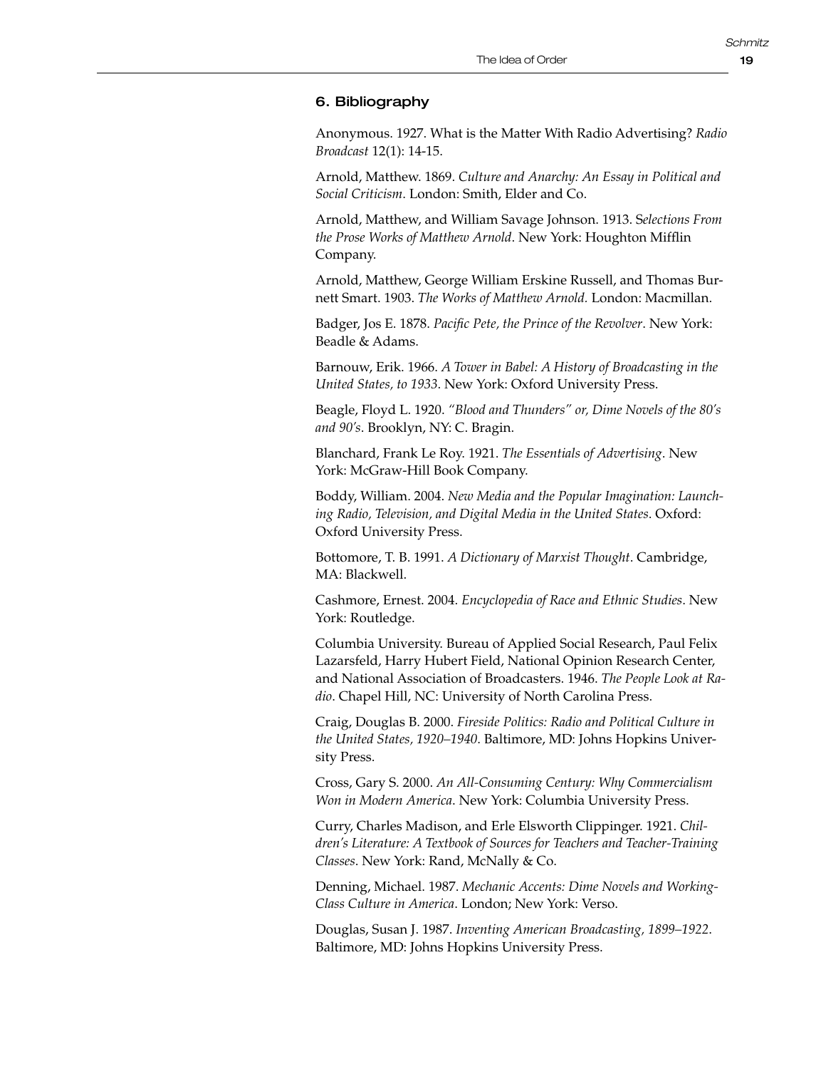## 6. Bibliography

Anonymous. 1927. What is the Matter With Radio Advertising? *Radio Broadcast* 12(1): 14-15.

Arnold, Matthew. 1869. *Culture and Anarchy: An Essay in Political and Social Criticism*. London: Smith, Elder and Co.

Arnold, Matthew, and William Savage Johnson. 1913. S*elections From the Prose Works of Matthew Arnold*. New York: Houghton Mifflin Company.

Arnold, Matthew, George William Erskine Russell, and Thomas Burnett Smart. 1903. *The Works of Matthew Arnold.* London: Macmillan.

Badger, Jos E. 1878. *Pacific Pete, the Prince of the Revolver*. New York: Beadle & Adams.

Barnouw, Erik. 1966. *A Tower in Babel: A History of Broadcasting in the United States, to 1933*. New York: Oxford University Press.

Beagle, Floyd L. 1920. *"Blood and Thunders" or, Dime Novels of the 80's and 90's*. Brooklyn, NY: C. Bragin.

Blanchard, Frank Le Roy. 1921. *The Essentials of Advertising*. New York: McGraw-Hill Book Company.

Boddy, William. 2004. *New Media and the Popular Imagination: Launching Radio, Television, and Digital Media in the United States*. Oxford: Oxford University Press.

Bottomore, T. B. 1991. *A Dictionary of Marxist Thought*. Cambridge, MA: Blackwell.

Cashmore, Ernest. 2004. *Encyclopedia of Race and Ethnic Studies*. New York: Routledge.

Columbia University. Bureau of Applied Social Research, Paul Felix Lazarsfeld, Harry Hubert Field, National Opinion Research Center, and National Association of Broadcasters. 1946. *The People Look at Radio*. Chapel Hill, NC: University of North Carolina Press.

Craig, Douglas B. 2000. *Fireside Politics: Radio and Political Culture in the United States, 1920–1940*. Baltimore, MD: Johns Hopkins University Press.

Cross, Gary S. 2000. *An All-Consuming Century: Why Commercialism Won in Modern America*. New York: Columbia University Press.

Curry, Charles Madison, and Erle Elsworth Clippinger. 1921. *Children's Literature: A Textbook of Sources for Teachers and Teacher-Training Classes*. New York: Rand, McNally & Co.

Denning, Michael. 1987. *Mechanic Accents: Dime Novels and Working-Class Culture in America*. London; New York: Verso.

Douglas, Susan J. 1987. *Inventing American Broadcasting, 1899–1922*. Baltimore, MD: Johns Hopkins University Press.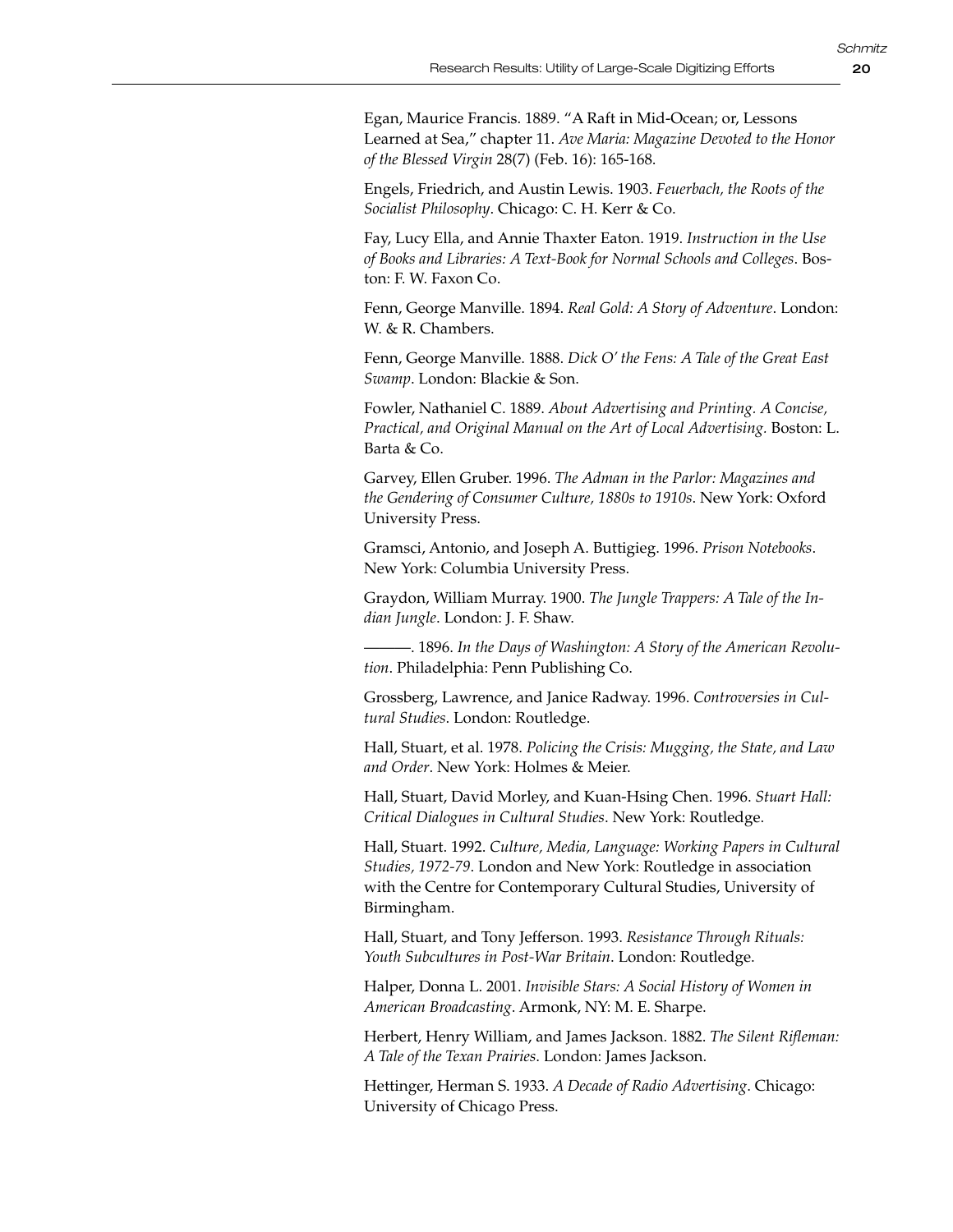Egan, Maurice Francis. 1889. "A Raft in Mid-Ocean; or, Lessons Learned at Sea," chapter 11. *Ave Maria: Magazine Devoted to the Honor of the Blessed Virgin* 28(7) (Feb. 16): 165-168.

Engels, Friedrich, and Austin Lewis. 1903. *Feuerbach, the Roots of the Socialist Philosophy*. Chicago: C. H. Kerr & Co.

Fay, Lucy Ella, and Annie Thaxter Eaton. 1919. *Instruction in the Use of Books and Libraries: A Text-Book for Normal Schools and Colleges*. Boston: F. W. Faxon Co.

Fenn, George Manville. 1894. *Real Gold: A Story of Adventure*. London: W. & R. Chambers.

Fenn, George Manville. 1888. *Dick O' the Fens: A Tale of the Great East Swamp*. London: Blackie & Son.

Fowler, Nathaniel C. 1889. *About Advertising and Printing. A Concise, Practical, and Original Manual on the Art of Local Advertising.* Boston: L. Barta & Co.

Garvey, Ellen Gruber. 1996. *The Adman in the Parlor: Magazines and the Gendering of Consumer Culture, 1880s to 1910s*. New York: Oxford University Press.

Gramsci, Antonio, and Joseph A. Buttigieg. 1996. *Prison Notebooks*. New York: Columbia University Press.

Graydon, William Murray. 1900. *The Jungle Trappers: A Tale of the Indian Jungle*. London: J. F. Shaw.

———. 1896. *In the Days of Washington: A Story of the American Revolution*. Philadelphia: Penn Publishing Co.

Grossberg, Lawrence, and Janice Radway. 1996. *Controversies in Cultural Studies*. London: Routledge.

Hall, Stuart, et al. 1978. *Policing the Crisis: Mugging, the State, and Law and Order*. New York: Holmes & Meier.

Hall, Stuart, David Morley, and Kuan-Hsing Chen. 1996. *Stuart Hall: Critical Dialogues in Cultural Studies*. New York: Routledge.

Hall, Stuart. 1992. *Culture, Media, Language: Working Papers in Cultural Studies, 1972-79*. London and New York: Routledge in association with the Centre for Contemporary Cultural Studies, University of Birmingham.

Hall, Stuart, and Tony Jefferson. 1993. *Resistance Through Rituals: Youth Subcultures in Post-War Britain*. London: Routledge.

Halper, Donna L. 2001. *Invisible Stars: A Social History of Women in American Broadcasting*. Armonk, NY: M. E. Sharpe.

Herbert, Henry William, and James Jackson. 1882. *The Silent Rifleman: A Tale of the Texan Prairies*. London: James Jackson.

Hettinger, Herman S. 1933. *A Decade of Radio Advertising*. Chicago: University of Chicago Press.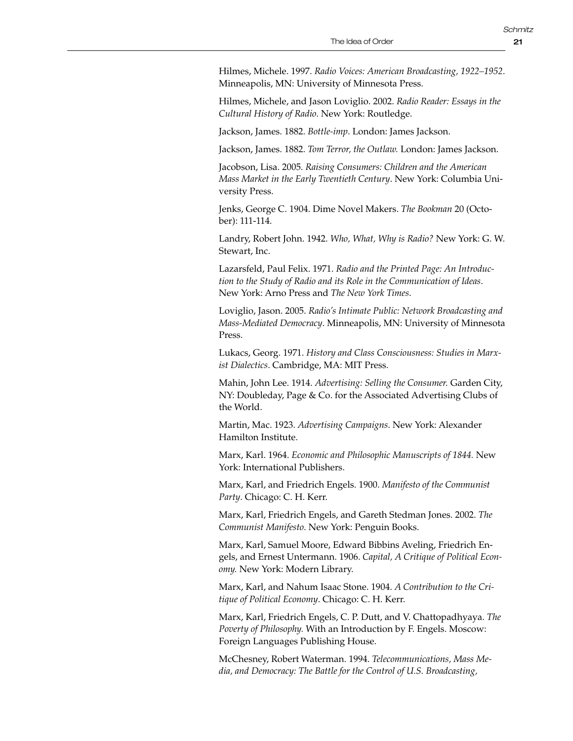Hilmes, Michele. 1997. *Radio Voices: American Broadcasting, 1922–1952*. Minneapolis, MN: University of Minnesota Press.

Hilmes, Michele, and Jason Loviglio. 2002. *Radio Reader: Essays in the Cultural History of Radio*. New York: Routledge.

Jackson, James. 1882. *Bottle-imp*. London: James Jackson.

Jackson, James. 1882. *Tom Terror, the Outlaw.* London: James Jackson.

Jacobson, Lisa. 2005. *Raising Consumers: Children and the American Mass Market in the Early Twentieth Century*. New York: Columbia University Press.

Jenks, George C. 1904. Dime Novel Makers. *The Bookman* 20 (October): 111-114.

Landry, Robert John. 1942. *Who, What, Why is Radio?* New York: G. W. Stewart, Inc.

Lazarsfeld, Paul Felix. 1971. *Radio and the Printed Page: An Introduction to the Study of Radio and its Role in the Communication of Ideas*. New York: Arno Press and *The New York Times*.

Loviglio, Jason. 2005. *Radio's Intimate Public: Network Broadcasting and Mass-Mediated Democracy*. Minneapolis, MN: University of Minnesota Press.

Lukacs, Georg. 1971. *History and Class Consciousness: Studies in Marxist Dialectics*. Cambridge, MA: MIT Press.

Mahin, John Lee. 1914. *Advertising: Selling the Consumer.* Garden City, NY: Doubleday, Page & Co. for the Associated Advertising Clubs of the World.

Martin, Mac. 1923. *Advertising Campaigns*. New York: Alexander Hamilton Institute.

Marx, Karl. 1964. *Economic and Philosophic Manuscripts of 1844.* New York: International Publishers.

Marx, Karl, and Friedrich Engels. 1900. *Manifesto of the Communist Party*. Chicago: C. H. Kerr.

Marx, Karl, Friedrich Engels, and Gareth Stedman Jones. 2002. *The Communist Manifesto*. New York: Penguin Books.

Marx, Karl, Samuel Moore, Edward Bibbins Aveling, Friedrich Engels, and Ernest Untermann. 1906. *Capital, A Critique of Political Economy.* New York: Modern Library.

Marx, Karl, and Nahum Isaac Stone. 1904. *A Contribution to the Critique of Political Economy*. Chicago: C. H. Kerr.

Marx, Karl, Friedrich Engels, C. P. Dutt, and V. Chattopadhyaya. *The Poverty of Philosophy.* With an Introduction by F. Engels. Moscow: Foreign Languages Publishing House.

McChesney, Robert Waterman. 1994. *Telecommunications, Mass Media, and Democracy: The Battle for the Control of U.S. Broadcasting,*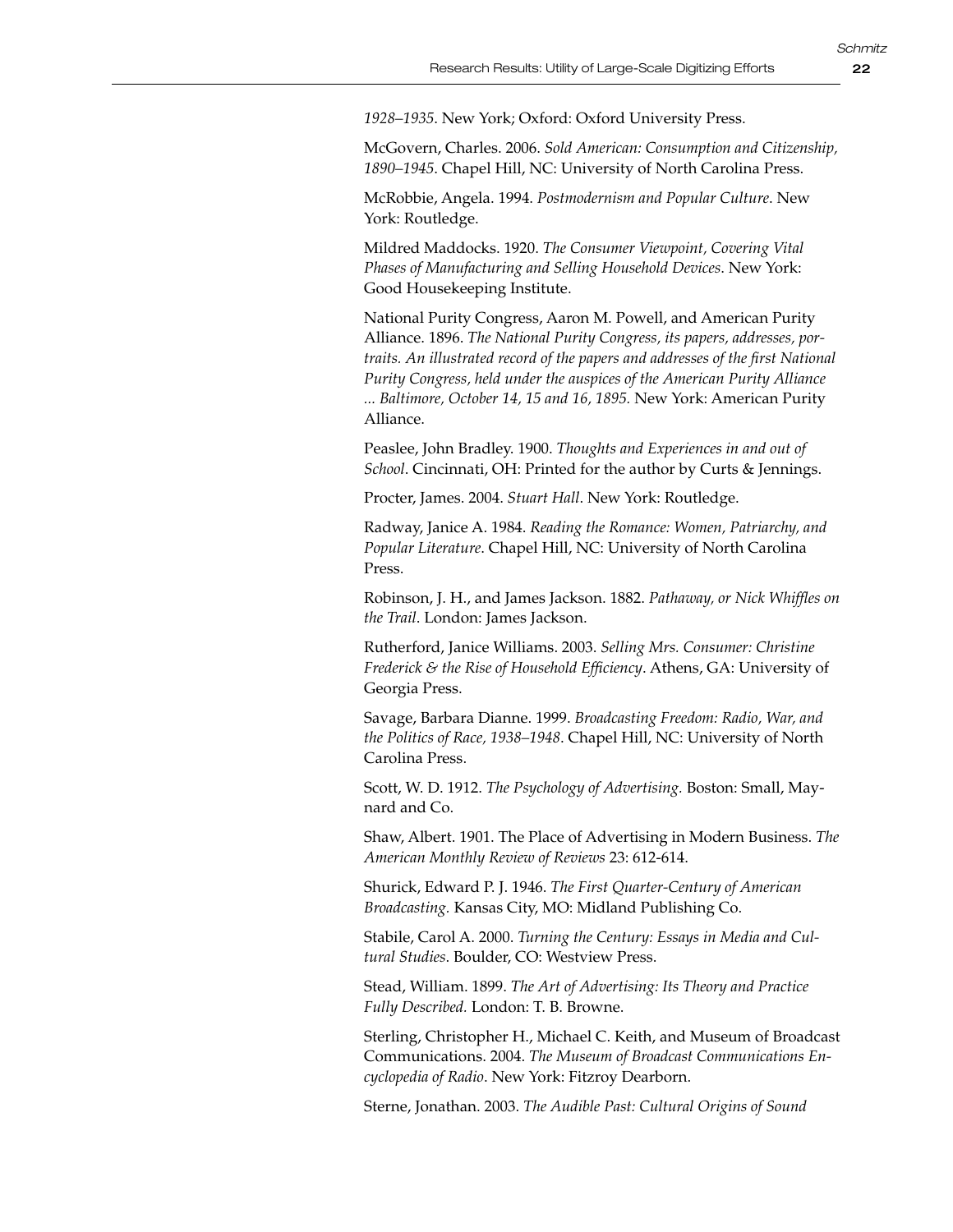*1928–1935*. New York; Oxford: Oxford University Press.

McGovern, Charles. 2006. *Sold American: Consumption and Citizenship, 1890–1945*. Chapel Hill, NC: University of North Carolina Press.

McRobbie, Angela. 1994. *Postmodernism and Popular Culture*. New York: Routledge.

Mildred Maddocks. 1920. *The Consumer Viewpoint, Covering Vital Phases of Manufacturing and Selling Household Devices*. New York: Good Housekeeping Institute.

National Purity Congress, Aaron M. Powell, and American Purity Alliance. 1896. *The National Purity Congress, its papers, addresses, portraits. An illustrated record of the papers and addresses of the first National Purity Congress, held under the auspices of the American Purity Alliance ... Baltimore, October 14, 15 and 16, 1895.* New York: American Purity Alliance.

Peaslee, John Bradley. 1900. *Thoughts and Experiences in and out of School*. Cincinnati, OH: Printed for the author by Curts & Jennings.

Procter, James. 2004. *Stuart Hall*. New York: Routledge.

Radway, Janice A. 1984. *Reading the Romance: Women, Patriarchy, and Popular Literature*. Chapel Hill, NC: University of North Carolina Press.

Robinson, J. H., and James Jackson. 1882. *Pathaway, or Nick Whiffles on the Trail*. London: James Jackson.

Rutherford, Janice Williams. 2003. *Selling Mrs. Consumer: Christine Frederick & the Rise of Household Efficiency*. Athens, GA: University of Georgia Press.

Savage, Barbara Dianne. 1999. *Broadcasting Freedom: Radio, War, and the Politics of Race, 1938–1948*. Chapel Hill, NC: University of North Carolina Press.

Scott, W. D. 1912. *The Psychology of Advertising.* Boston: Small, Maynard and Co.

Shaw, Albert. 1901. The Place of Advertising in Modern Business. *The American Monthly Review of Reviews* 23: 612-614.

Shurick, Edward P. J. 1946. *The First Quarter-Century of American Broadcasting.* Kansas City, MO: Midland Publishing Co.

Stabile, Carol A. 2000. *Turning the Century: Essays in Media and Cultural Studies*. Boulder, CO: Westview Press.

Stead, William. 1899. *The Art of Advertising: Its Theory and Practice Fully Described.* London: T. B. Browne.

Sterling, Christopher H., Michael C. Keith, and Museum of Broadcast Communications. 2004. *The Museum of Broadcast Communications Encyclopedia of Radio*. New York: Fitzroy Dearborn.

Sterne, Jonathan. 2003. *The Audible Past: Cultural Origins of Sound*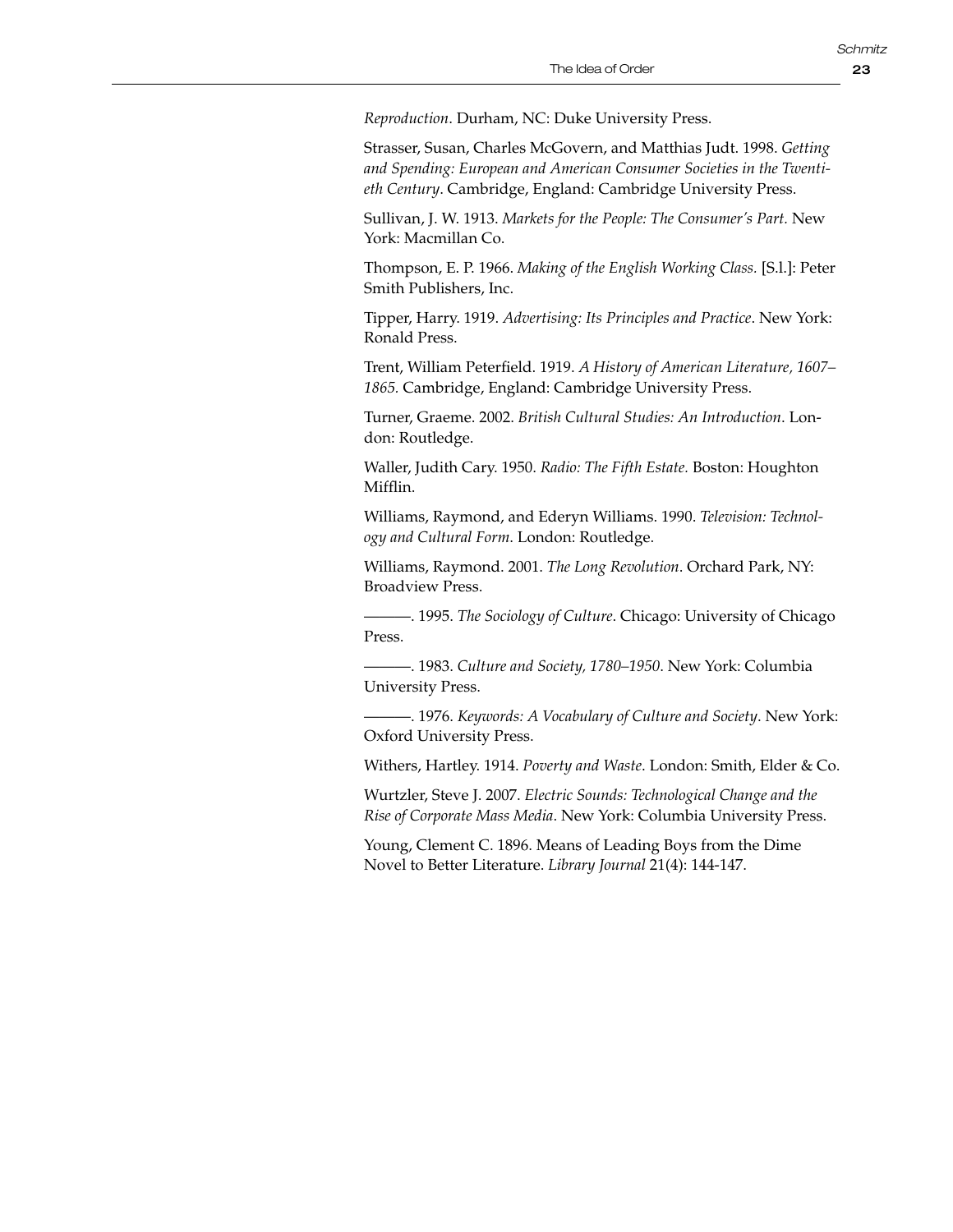*Reproduction*. Durham, NC: Duke University Press.

Strasser, Susan, Charles McGovern, and Matthias Judt. 1998. *Getting and Spending: European and American Consumer Societies in the Twentieth Century*. Cambridge, England: Cambridge University Press.

Sullivan, J. W. 1913. *Markets for the People: The Consumer's Part.* New York: Macmillan Co.

Thompson, E. P. 1966. *Making of the English Working Class.* [S.l.]: Peter Smith Publishers, Inc.

Tipper, Harry. 1919. *Advertising: Its Principles and Practice*. New York: Ronald Press.

Trent, William Peterfield. 1919. *A History of American Literature, 1607–1865.* Cambridge, England: Cambridge University Press.

Turner, Graeme. 2002. *British Cultural Studies: An Introduction*. London: Routledge.

Waller, Judith Cary. 1950. *Radio: The Fifth Estate.* Boston: Houghton Mifflin.

Williams, Raymond, and Ederyn Williams. 1990. *Television: Technology and Cultural Form*. London: Routledge.

Williams, Raymond. 2001. *The Long Revolution*. Orchard Park, NY: Broadview Press.

———. 1995. *The Sociology of Culture*. Chicago: University of Chicago Press.

———. 1983. *Culture and Society, 1780–1950*. New York: Columbia University Press.

———. 1976. *Keywords: A Vocabulary of Culture and Society*. New York: Oxford University Press.

Withers, Hartley. 1914. *Poverty and Waste*. London: Smith, Elder & Co.

Wurtzler, Steve J. 2007. *Electric Sounds: Technological Change and the Rise of Corporate Mass Media*. New York: Columbia University Press.

Young, Clement C. 1896. Means of Leading Boys from the Dime Novel to Better Literature. *Library Journal* 21(4): 144-147.